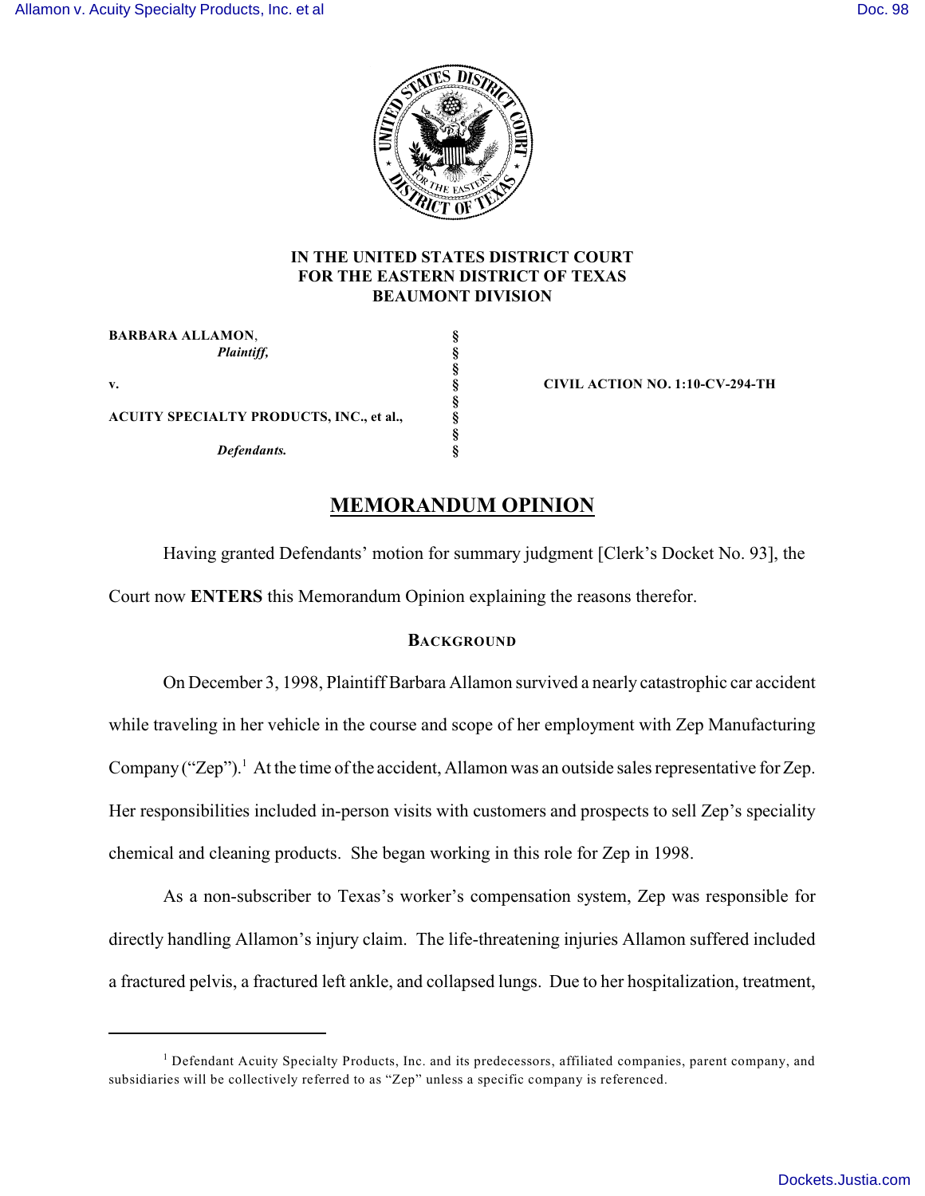IN THE UNITED STATES DISTRICT COURT
FOR THE EASTERN DISTRICT OF TEXAS
BEAUMONT DIVISION

| | | |
|---|---|---|
| **BARBARA ALLAMON**, *Plaintiff,* | § | |
| | § | |
| **v.** | § | **CIVIL ACTION NO. 1:10-CV-294-TH** |
| | § | |
| **ACUITY SPECIALTY PRODUCTS, INC., et al.,** *Defendants.* | § | |

# MEMORANDUM OPINION

Having granted Defendants' motion for summary judgment [Clerk's Docket No. 93], the Court now **ENTERS** this Memorandum Opinion explaining the reasons therefor.

## BACKGROUND

On December 3, 1998, Plaintiff Barbara Allamon survived a nearly catastrophic car accident while traveling in her vehicle in the course and scope of her employment with Zep Manufacturing Company ("Zep").[1] At the time of the accident, Allamon was an outside sales representative for Zep. Her responsibilities included in-person visits with customers and prospects to sell Zep's speciality chemical and cleaning products. She began working in this role for Zep in 1998.

As a non-subscriber to Texas's worker's compensation system, Zep was responsible for directly handling Allamon's injury claim. The life-threatening injuries Allamon suffered included a fractured pelvis, a fractured left ankle, and collapsed lungs. Due to her hospitalization, treatment,

---

[1] Defendant Acuity Specialty Products, Inc. and its predecessors, affiliated companies, parent company, and subsidiaries will be collectively referred to as "Zep" unless a specific company is referenced.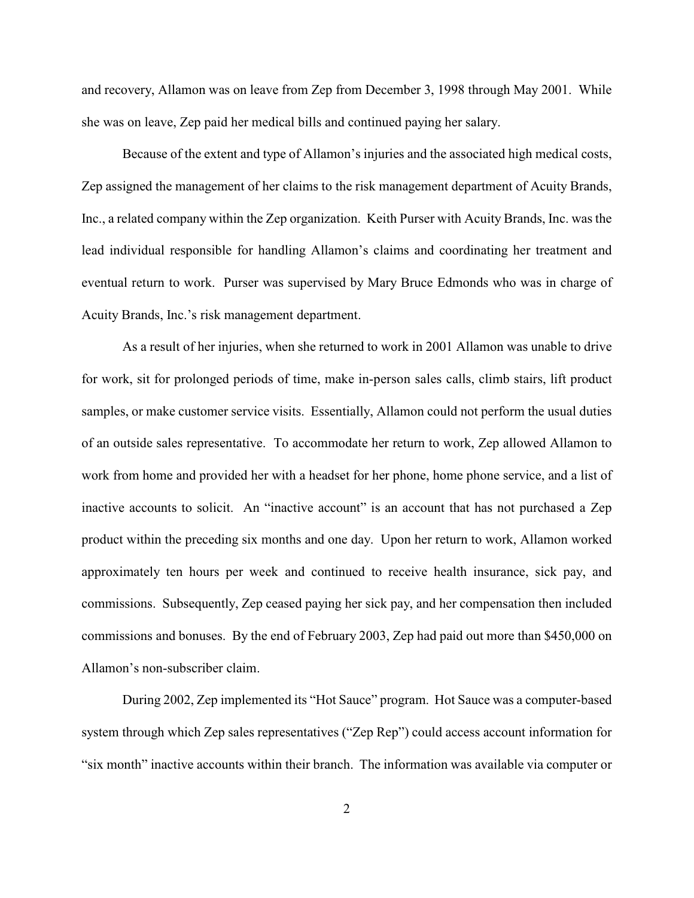and recovery, Allamon was on leave from Zep from December 3, 1998 through May 2001. While she was on leave, Zep paid her medical bills and continued paying her salary.

Because of the extent and type of Allamon's injuries and the associated high medical costs, Zep assigned the management of her claims to the risk management department of Acuity Brands, Inc., a related company within the Zep organization. Keith Purser with Acuity Brands, Inc. was the lead individual responsible for handling Allamon's claims and coordinating her treatment and eventual return to work. Purser was supervised by Mary Bruce Edmonds who was in charge of Acuity Brands, Inc.'s risk management department.

As a result of her injuries, when she returned to work in 2001 Allamon was unable to drive for work, sit for prolonged periods of time, make in-person sales calls, climb stairs, lift product samples, or make customer service visits. Essentially, Allamon could not perform the usual duties of an outside sales representative. To accommodate her return to work, Zep allowed Allamon to work from home and provided her with a headset for her phone, home phone service, and a list of inactive accounts to solicit. An "inactive account" is an account that has not purchased a Zep product within the preceding six months and one day. Upon her return to work, Allamon worked approximately ten hours per week and continued to receive health insurance, sick pay, and commissions. Subsequently, Zep ceased paying her sick pay, and her compensation then included commissions and bonuses. By the end of February 2003, Zep had paid out more than $450,000 on Allamon's non-subscriber claim.

During 2002, Zep implemented its "Hot Sauce" program. Hot Sauce was a computer-based system through which Zep sales representatives ("Zep Rep") could access account information for "six month" inactive accounts within their branch. The information was available via computer or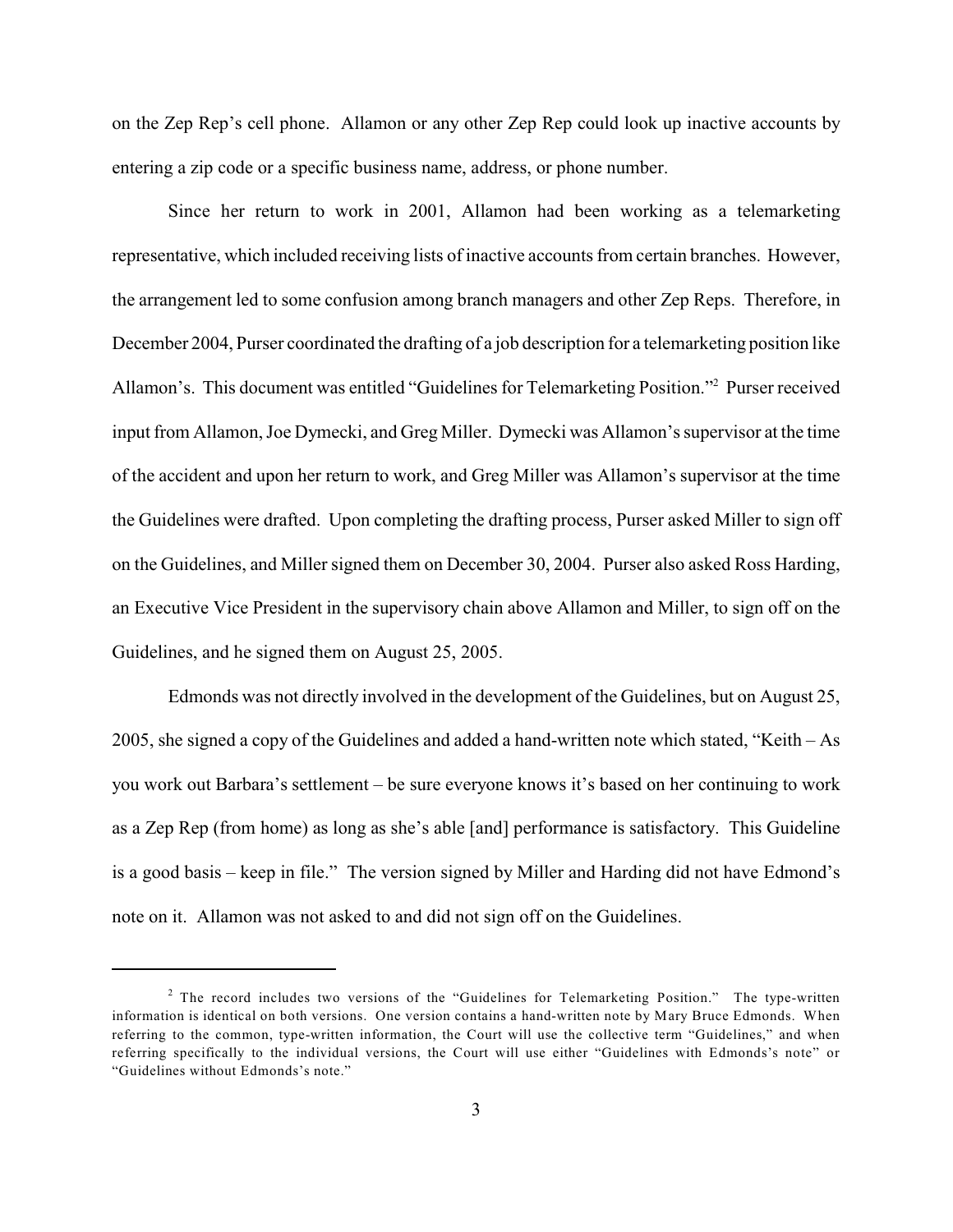on the Zep Rep's cell phone. Allamon or any other Zep Rep could look up inactive accounts by entering a zip code or a specific business name, address, or phone number.

Since her return to work in 2001, Allamon had been working as a telemarketing representative, which included receiving lists of inactive accounts from certain branches. However, the arrangement led to some confusion among branch managers and other Zep Reps. Therefore, in December 2004, Purser coordinated the drafting of a job description for a telemarketing position like Allamon's. This document was entitled "Guidelines for Telemarketing Position."[2] Purser received input from Allamon, Joe Dymecki, and Greg Miller. Dymecki was Allamon's supervisor at the time of the accident and upon her return to work, and Greg Miller was Allamon's supervisor at the time the Guidelines were drafted. Upon completing the drafting process, Purser asked Miller to sign off on the Guidelines, and Miller signed them on December 30, 2004. Purser also asked Ross Harding, an Executive Vice President in the supervisory chain above Allamon and Miller, to sign off on the Guidelines, and he signed them on August 25, 2005.

Edmonds was not directly involved in the development of the Guidelines, but on August 25, 2005, she signed a copy of the Guidelines and added a hand-written note which stated, "Keith – As you work out Barbara's settlement – be sure everyone knows it's based on her continuing to work as a Zep Rep (from home) as long as she's able [and] performance is satisfactory. This Guideline is a good basis – keep in file." The version signed by Miller and Harding did not have Edmond's note on it. Allamon was not asked to and did not sign off on the Guidelines.

---

[2] The record includes two versions of the "Guidelines for Telemarketing Position." The type-written information is identical on both versions. One version contains a hand-written note by Mary Bruce Edmonds. When referring to the common, type-written information, the Court will use the collective term "Guidelines," and when referring specifically to the individual versions, the Court will use either "Guidelines with Edmonds's note" or "Guidelines without Edmonds's note."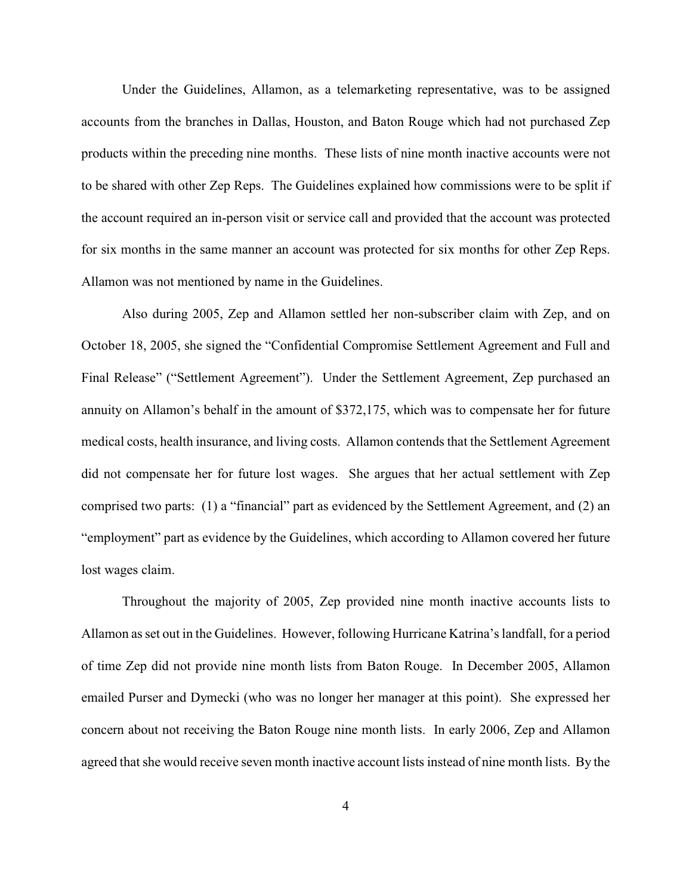Under the Guidelines, Allamon, as a telemarketing representative, was to be assigned accounts from the branches in Dallas, Houston, and Baton Rouge which had not purchased Zep products within the preceding nine months. These lists of nine month inactive accounts were not to be shared with other Zep Reps. The Guidelines explained how commissions were to be split if the account required an in-person visit or service call and provided that the account was protected for six months in the same manner an account was protected for six months for other Zep Reps. Allamon was not mentioned by name in the Guidelines.

Also during 2005, Zep and Allamon settled her non-subscriber claim with Zep, and on October 18, 2005, she signed the "Confidential Compromise Settlement Agreement and Full and Final Release" ("Settlement Agreement"). Under the Settlement Agreement, Zep purchased an annuity on Allamon's behalf in the amount of $372,175, which was to compensate her for future medical costs, health insurance, and living costs. Allamon contends that the Settlement Agreement did not compensate her for future lost wages. She argues that her actual settlement with Zep comprised two parts: (1) a "financial" part as evidenced by the Settlement Agreement, and (2) an "employment" part as evidence by the Guidelines, which according to Allamon covered her future lost wages claim.

Throughout the majority of 2005, Zep provided nine month inactive accounts lists to Allamon as set out in the Guidelines. However, following Hurricane Katrina's landfall, for a period of time Zep did not provide nine month lists from Baton Rouge. In December 2005, Allamon emailed Purser and Dymecki (who was no longer her manager at this point). She expressed her concern about not receiving the Baton Rouge nine month lists. In early 2006, Zep and Allamon agreed that she would receive seven month inactive account lists instead of nine month lists. By the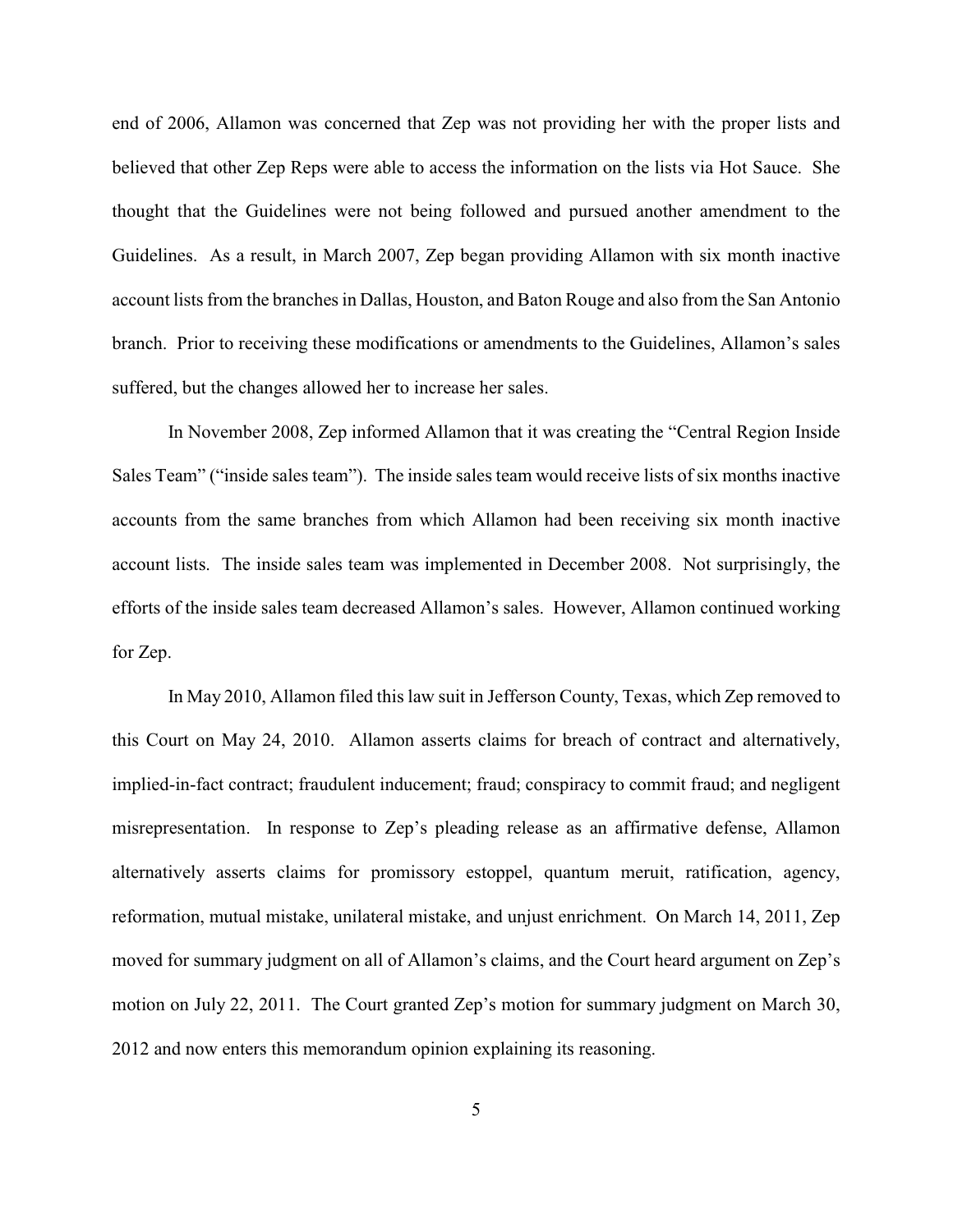end of 2006, Allamon was concerned that Zep was not providing her with the proper lists and believed that other Zep Reps were able to access the information on the lists via Hot Sauce. She thought that the Guidelines were not being followed and pursued another amendment to the Guidelines. As a result, in March 2007, Zep began providing Allamon with six month inactive account lists from the branches in Dallas, Houston, and Baton Rouge and also from the San Antonio branch. Prior to receiving these modifications or amendments to the Guidelines, Allamon's sales suffered, but the changes allowed her to increase her sales.

In November 2008, Zep informed Allamon that it was creating the "Central Region Inside Sales Team" ("inside sales team"). The inside sales team would receive lists of six months inactive accounts from the same branches from which Allamon had been receiving six month inactive account lists. The inside sales team was implemented in December 2008. Not surprisingly, the efforts of the inside sales team decreased Allamon's sales. However, Allamon continued working for Zep.

In May 2010, Allamon filed this law suit in Jefferson County, Texas, which Zep removed to this Court on May 24, 2010. Allamon asserts claims for breach of contract and alternatively, implied-in-fact contract; fraudulent inducement; fraud; conspiracy to commit fraud; and negligent misrepresentation. In response to Zep's pleading release as an affirmative defense, Allamon alternatively asserts claims for promissory estoppel, quantum meruit, ratification, agency, reformation, mutual mistake, unilateral mistake, and unjust enrichment. On March 14, 2011, Zep moved for summary judgment on all of Allamon's claims, and the Court heard argument on Zep's motion on July 22, 2011. The Court granted Zep's motion for summary judgment on March 30, 2012 and now enters this memorandum opinion explaining its reasoning.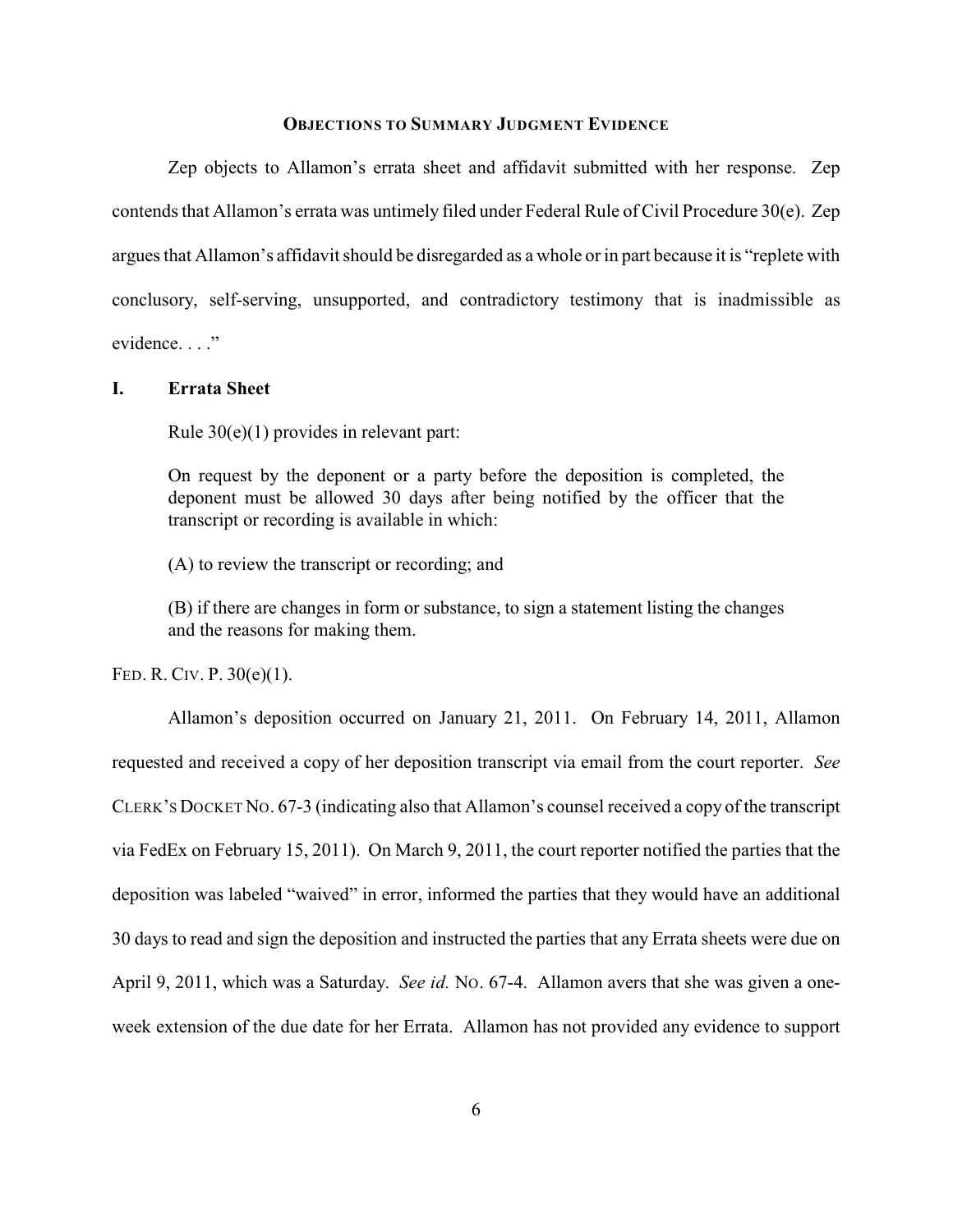## OBJECTIONS TO SUMMARY JUDGMENT EVIDENCE

Zep objects to Allamon's errata sheet and affidavit submitted with her response. Zep contends that Allamon's errata was untimely filed under Federal Rule of Civil Procedure 30(e). Zep argues that Allamon's affidavit should be disregarded as a whole or in part because it is "replete with conclusory, self-serving, unsupported, and contradictory testimony that is inadmissible as evidence. . . ."

### I. Errata Sheet

Rule 30(e)(1) provides in relevant part:

> On request by the deponent or a party before the deposition is completed, the deponent must be allowed 30 days after being notified by the officer that the transcript or recording is available in which:
>
> (A) to review the transcript or recording; and
>
> (B) if there are changes in form or substance, to sign a statement listing the changes and the reasons for making them.

FED. R. CIV. P. 30(e)(1).

Allamon's deposition occurred on January 21, 2011. On February 14, 2011, Allamon requested and received a copy of her deposition transcript via email from the court reporter. *See* CLERK'S DOCKET NO. 67-3 (indicating also that Allamon's counsel received a copy of the transcript via FedEx on February 15, 2011). On March 9, 2011, the court reporter notified the parties that the deposition was labeled "waived" in error, informed the parties that they would have an additional 30 days to read and sign the deposition and instructed the parties that any Errata sheets were due on April 9, 2011, which was a Saturday. *See id.* NO. 67-4. Allamon avers that she was given a one-week extension of the due date for her Errata. Allamon has not provided any evidence to support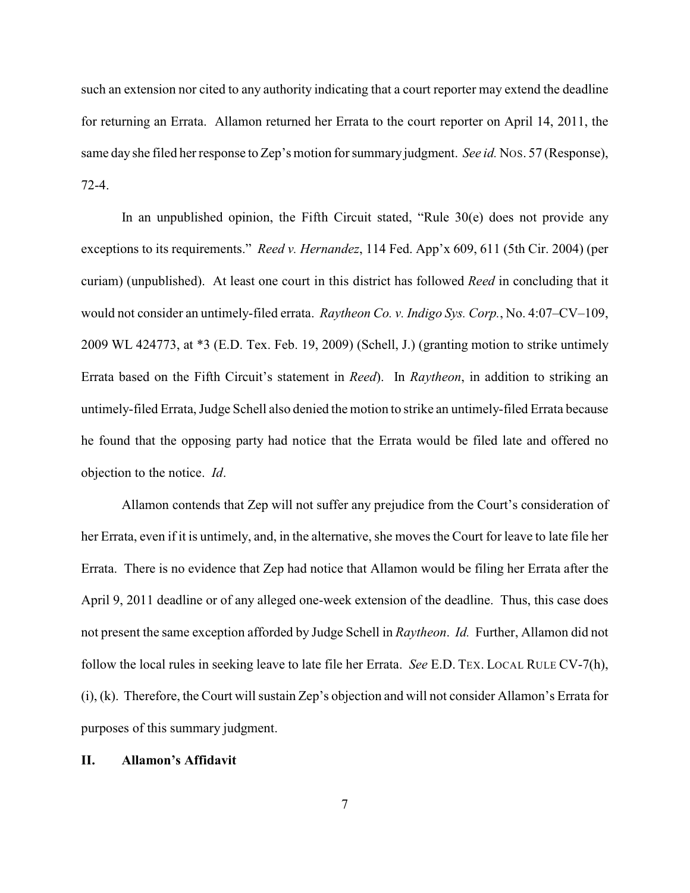such an extension nor cited to any authority indicating that a court reporter may extend the deadline for returning an Errata. Allamon returned her Errata to the court reporter on April 14, 2011, the same day she filed her response to Zep's motion for summary judgment. *See id.* NOS. 57 (Response), 72-4.

In an unpublished opinion, the Fifth Circuit stated, "Rule 30(e) does not provide any exceptions to its requirements." *Reed v. Hernandez*, 114 Fed. App'x 609, 611 (5th Cir. 2004) (per curiam) (unpublished). At least one court in this district has followed *Reed* in concluding that it would not consider an untimely-filed errata. *Raytheon Co. v. Indigo Sys. Corp.*, No. 4:07–CV–109, 2009 WL 424773, at *3 (E.D. Tex. Feb. 19, 2009) (Schell, J.) (granting motion to strike untimely Errata based on the Fifth Circuit's statement in *Reed*). In *Raytheon*, in addition to striking an untimely-filed Errata, Judge Schell also denied the motion to strike an untimely-filed Errata because he found that the opposing party had notice that the Errata would be filed late and offered no objection to the notice. *Id*.

Allamon contends that Zep will not suffer any prejudice from the Court's consideration of her Errata, even if it is untimely, and, in the alternative, she moves the Court for leave to late file her Errata. There is no evidence that Zep had notice that Allamon would be filing her Errata after the April 9, 2011 deadline or of any alleged one-week extension of the deadline. Thus, this case does not present the same exception afforded by Judge Schell in *Raytheon*. *Id.* Further, Allamon did not follow the local rules in seeking leave to late file her Errata. *See* E.D. TEX. LOCAL RULE CV-7(h), (i), (k). Therefore, the Court will sustain Zep's objection and will not consider Allamon's Errata for purposes of this summary judgment.

## II. Allamon's Affidavit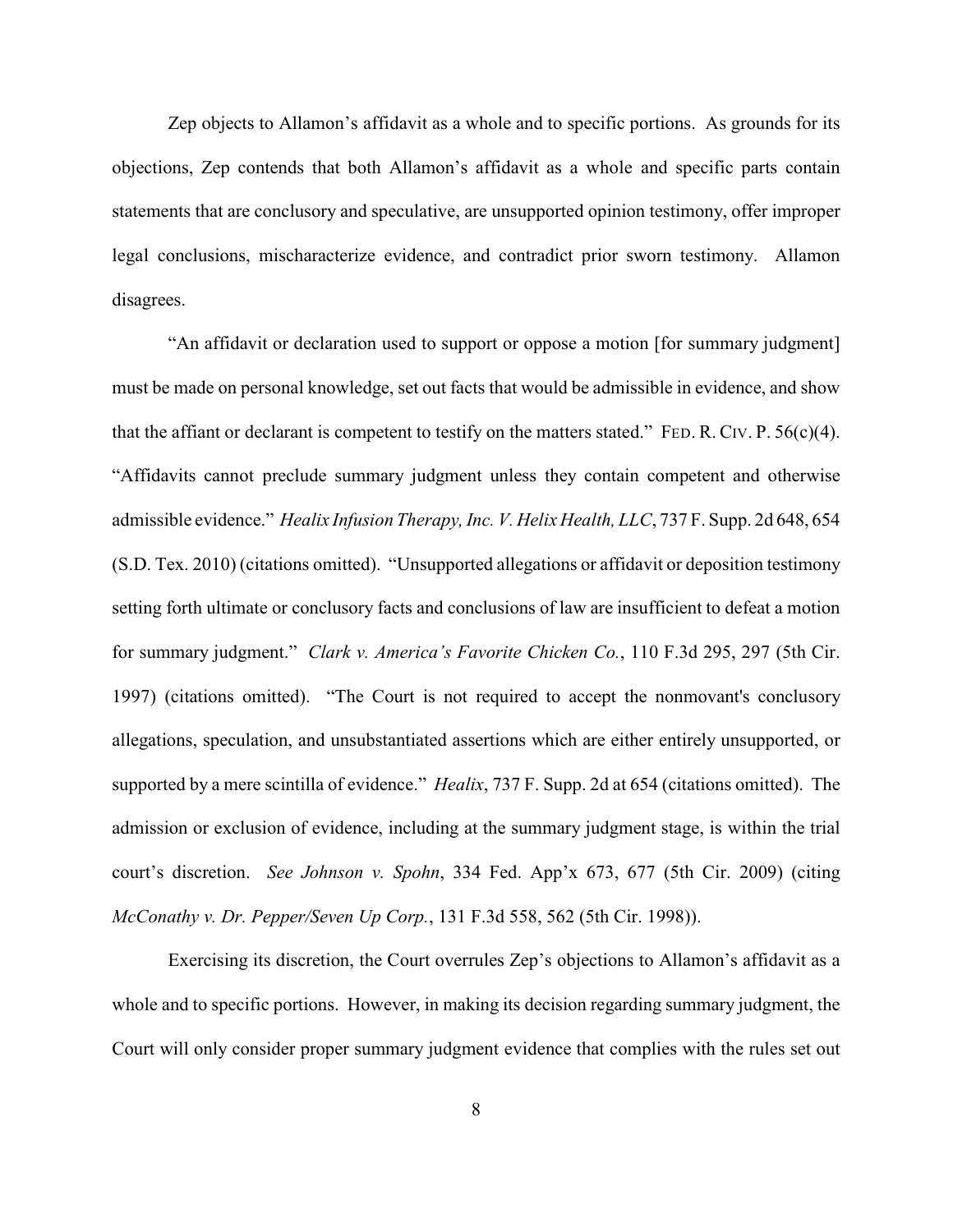Zep objects to Allamon's affidavit as a whole and to specific portions. As grounds for its objections, Zep contends that both Allamon's affidavit as a whole and specific parts contain statements that are conclusory and speculative, are unsupported opinion testimony, offer improper legal conclusions, mischaracterize evidence, and contradict prior sworn testimony. Allamon disagrees.

"An affidavit or declaration used to support or oppose a motion [for summary judgment] must be made on personal knowledge, set out facts that would be admissible in evidence, and show that the affiant or declarant is competent to testify on the matters stated." FED. R. CIV. P. 56(c)(4). "Affidavits cannot preclude summary judgment unless they contain competent and otherwise admissible evidence." *Healix Infusion Therapy, Inc. V. Helix Health, LLC*, 737 F. Supp. 2d 648, 654 (S.D. Tex. 2010) (citations omitted). "Unsupported allegations or affidavit or deposition testimony setting forth ultimate or conclusory facts and conclusions of law are insufficient to defeat a motion for summary judgment." *Clark v. America's Favorite Chicken Co.*, 110 F.3d 295, 297 (5th Cir. 1997) (citations omitted). "The Court is not required to accept the nonmovant's conclusory allegations, speculation, and unsubstantiated assertions which are either entirely unsupported, or supported by a mere scintilla of evidence." *Healix*, 737 F. Supp. 2d at 654 (citations omitted). The admission or exclusion of evidence, including at the summary judgment stage, is within the trial court's discretion. *See Johnson v. Spohn*, 334 Fed. App'x 673, 677 (5th Cir. 2009) (citing *McConathy v. Dr. Pepper/Seven Up Corp.*, 131 F.3d 558, 562 (5th Cir. 1998)).

Exercising its discretion, the Court overrules Zep's objections to Allamon's affidavit as a whole and to specific portions. However, in making its decision regarding summary judgment, the Court will only consider proper summary judgment evidence that complies with the rules set out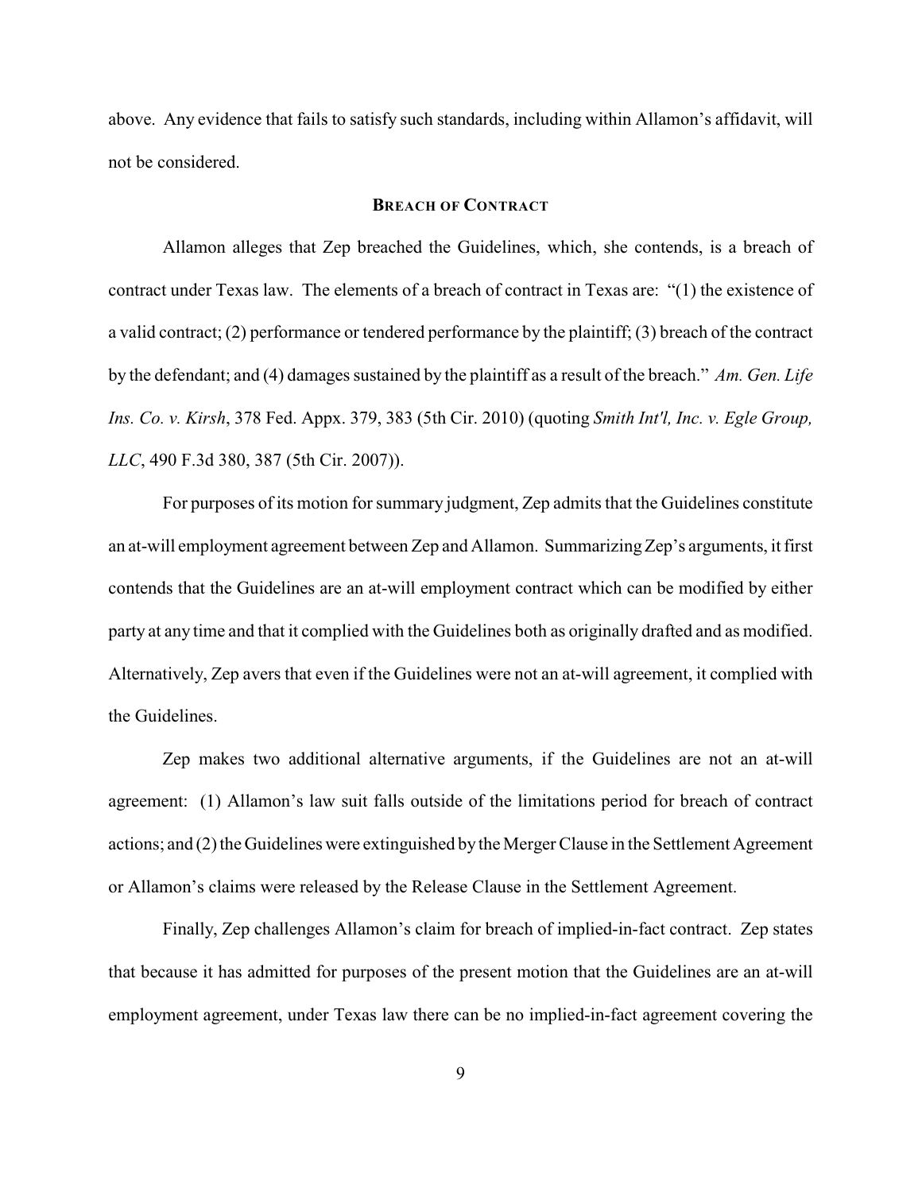above. Any evidence that fails to satisfy such standards, including within Allamon's affidavit, will not be considered.

## BREACH OF CONTRACT

Allamon alleges that Zep breached the Guidelines, which, she contends, is a breach of contract under Texas law. The elements of a breach of contract in Texas are: "(1) the existence of a valid contract; (2) performance or tendered performance by the plaintiff; (3) breach of the contract by the defendant; and (4) damages sustained by the plaintiff as a result of the breach." *Am. Gen. Life Ins. Co. v. Kirsh*, 378 Fed. Appx. 379, 383 (5th Cir. 2010) (quoting *Smith Int'l, Inc. v. Egle Group, LLC*, 490 F.3d 380, 387 (5th Cir. 2007)).

For purposes of its motion for summary judgment, Zep admits that the Guidelines constitute an at-will employment agreement between Zep and Allamon. Summarizing Zep's arguments, it first contends that the Guidelines are an at-will employment contract which can be modified by either party at any time and that it complied with the Guidelines both as originally drafted and as modified. Alternatively, Zep avers that even if the Guidelines were not an at-will agreement, it complied with the Guidelines.

Zep makes two additional alternative arguments, if the Guidelines are not an at-will agreement: (1) Allamon's law suit falls outside of the limitations period for breach of contract actions; and (2) the Guidelines were extinguished by the Merger Clause in the Settlement Agreement or Allamon's claims were released by the Release Clause in the Settlement Agreement.

Finally, Zep challenges Allamon's claim for breach of implied-in-fact contract. Zep states that because it has admitted for purposes of the present motion that the Guidelines are an at-will employment agreement, under Texas law there can be no implied-in-fact agreement covering the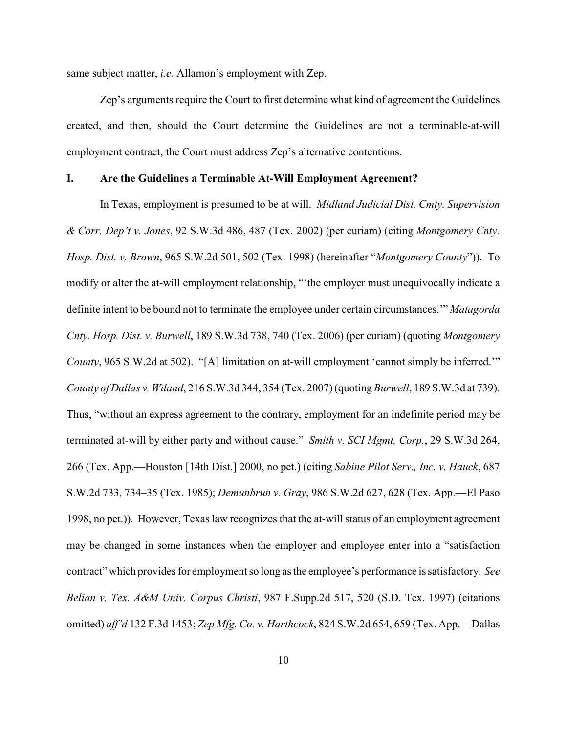same subject matter, *i.e.* Allamon's employment with Zep.

Zep's arguments require the Court to first determine what kind of agreement the Guidelines created, and then, should the Court determine the Guidelines are not a terminable-at-will employment contract, the Court must address Zep's alternative contentions.

## I. Are the Guidelines a Terminable At-Will Employment Agreement?

In Texas, employment is presumed to be at will. *Midland Judicial Dist. Cmty. Supervision & Corr. Dep't v. Jones*, 92 S.W.3d 486, 487 (Tex. 2002) (per curiam) (citing *Montgomery Cnty. Hosp. Dist. v. Brown*, 965 S.W.2d 501, 502 (Tex. 1998) (hereinafter "*Montgomery County*")). To modify or alter the at-will employment relationship, "'the employer must unequivocally indicate a definite intent to be bound not to terminate the employee under certain circumstances.'" *Matagorda Cnty. Hosp. Dist. v. Burwell*, 189 S.W.3d 738, 740 (Tex. 2006) (per curiam) (quoting *Montgomery County*, 965 S.W.2d at 502). "[A] limitation on at-will employment 'cannot simply be inferred.'" *County of Dallas v. Wiland*, 216 S.W.3d 344, 354 (Tex. 2007) (quoting *Burwell*, 189 S.W.3d at 739). Thus, "without an express agreement to the contrary, employment for an indefinite period may be terminated at-will by either party and without cause." *Smith v. SCI Mgmt. Corp.*, 29 S.W.3d 264, 266 (Tex. App.—Houston [14th Dist.] 2000, no pet.) (citing *Sabine Pilot Serv., Inc. v. Hauck*, 687 S.W.2d 733, 734–35 (Tex. 1985); *Demunbrun v. Gray*, 986 S.W.2d 627, 628 (Tex. App.—El Paso 1998, no pet.)). However, Texas law recognizes that the at-will status of an employment agreement may be changed in some instances when the employer and employee enter into a "satisfaction contract" which provides for employment so long as the employee's performance is satisfactory. *See Belian v. Tex. A&M Univ. Corpus Christi*, 987 F.Supp.2d 517, 520 (S.D. Tex. 1997) (citations omitted) *aff'd* 132 F.3d 1453; *Zep Mfg. Co. v. Harthcock*, 824 S.W.2d 654, 659 (Tex. App.—Dallas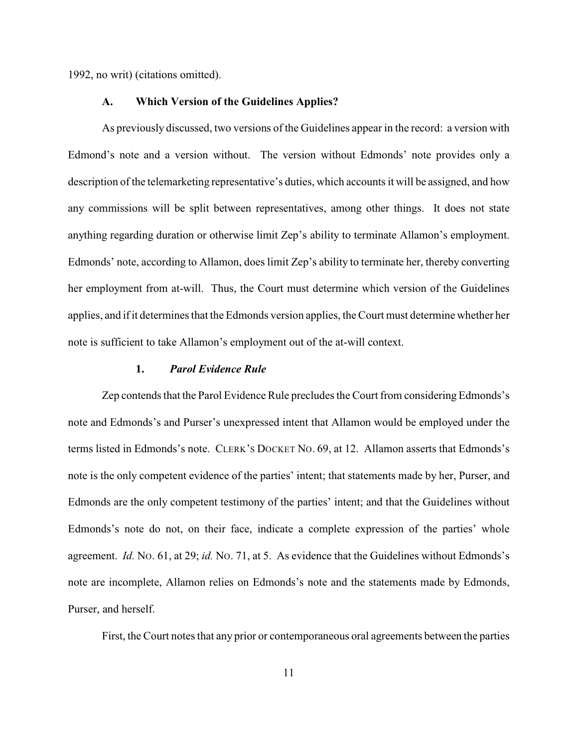1992, no writ) (citations omitted).

### A. Which Version of the Guidelines Applies?

As previously discussed, two versions of the Guidelines appear in the record: a version with Edmond's note and a version without. The version without Edmonds' note provides only a description of the telemarketing representative's duties, which accounts it will be assigned, and how any commissions will be split between representatives, among other things. It does not state anything regarding duration or otherwise limit Zep's ability to terminate Allamon's employment. Edmonds' note, according to Allamon, does limit Zep's ability to terminate her, thereby converting her employment from at-will. Thus, the Court must determine which version of the Guidelines applies, and if it determines that the Edmonds version applies, the Court must determine whether her note is sufficient to take Allamon's employment out of the at-will context.

#### 1. *Parol Evidence Rule*

Zep contends that the Parol Evidence Rule precludes the Court from considering Edmonds's note and Edmonds's and Purser's unexpressed intent that Allamon would be employed under the terms listed in Edmonds's note. CLERK'S DOCKET NO. 69, at 12. Allamon asserts that Edmonds's note is the only competent evidence of the parties' intent; that statements made by her, Purser, and Edmonds are the only competent testimony of the parties' intent; and that the Guidelines without Edmonds's note do not, on their face, indicate a complete expression of the parties' whole agreement. *Id.* NO. 61, at 29; *id.* NO. 71, at 5. As evidence that the Guidelines without Edmonds's note are incomplete, Allamon relies on Edmonds's note and the statements made by Edmonds, Purser, and herself.

First, the Court notes that any prior or contemporaneous oral agreements between the parties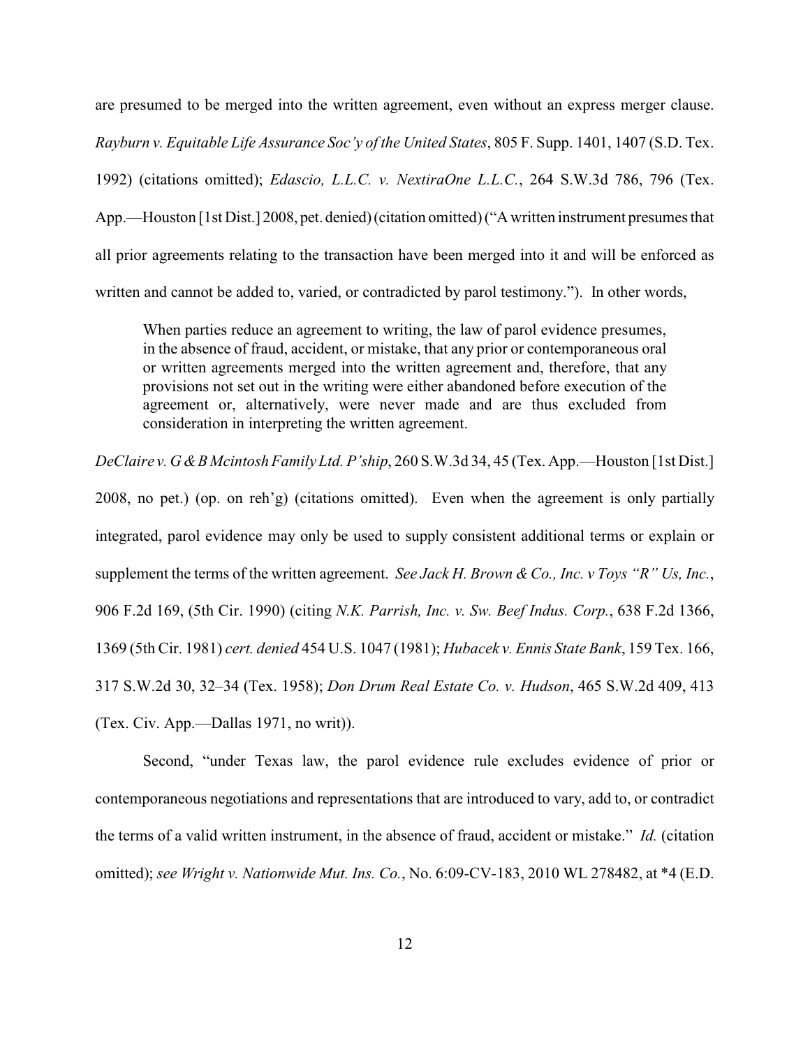are presumed to be merged into the written agreement, even without an express merger clause. *Rayburn v. Equitable Life Assurance Soc'y of the United States*, 805 F. Supp. 1401, 1407 (S.D. Tex. 1992) (citations omitted); *Edascio, L.L.C. v. NextiraOne L.L.C.*, 264 S.W.3d 786, 796 (Tex. App.—Houston [1st Dist.] 2008, pet. denied) (citation omitted) ("A written instrument presumes that all prior agreements relating to the transaction have been merged into it and will be enforced as written and cannot be added to, varied, or contradicted by parol testimony."). In other words,

> When parties reduce an agreement to writing, the law of parol evidence presumes, in the absence of fraud, accident, or mistake, that any prior or contemporaneous oral or written agreements merged into the written agreement and, therefore, that any provisions not set out in the writing were either abandoned before execution of the agreement or, alternatively, were never made and are thus excluded from consideration in interpreting the written agreement.

*DeClaire v. G & B Mcintosh Family Ltd. P'ship*, 260 S.W.3d 34, 45 (Tex. App.—Houston [1st Dist.] 2008, no pet.) (op. on reh'g) (citations omitted). Even when the agreement is only partially integrated, parol evidence may only be used to supply consistent additional terms or explain or supplement the terms of the written agreement. *See Jack H. Brown & Co., Inc. v Toys "R" Us, Inc.*, 906 F.2d 169, (5th Cir. 1990) (citing *N.K. Parrish, Inc. v. Sw. Beef Indus. Corp.*, 638 F.2d 1366, 1369 (5th Cir. 1981) *cert. denied* 454 U.S. 1047 (1981); *Hubacek v. Ennis State Bank*, 159 Tex. 166, 317 S.W.2d 30, 32–34 (Tex. 1958); *Don Drum Real Estate Co. v. Hudson*, 465 S.W.2d 409, 413 (Tex. Civ. App.—Dallas 1971, no writ)).

Second, "under Texas law, the parol evidence rule excludes evidence of prior or contemporaneous negotiations and representations that are introduced to vary, add to, or contradict the terms of a valid written instrument, in the absence of fraud, accident or mistake." *Id.* (citation omitted); *see Wright v. Nationwide Mut. Ins. Co.*, No. 6:09-CV-183, 2010 WL 278482, at *4 (E.D.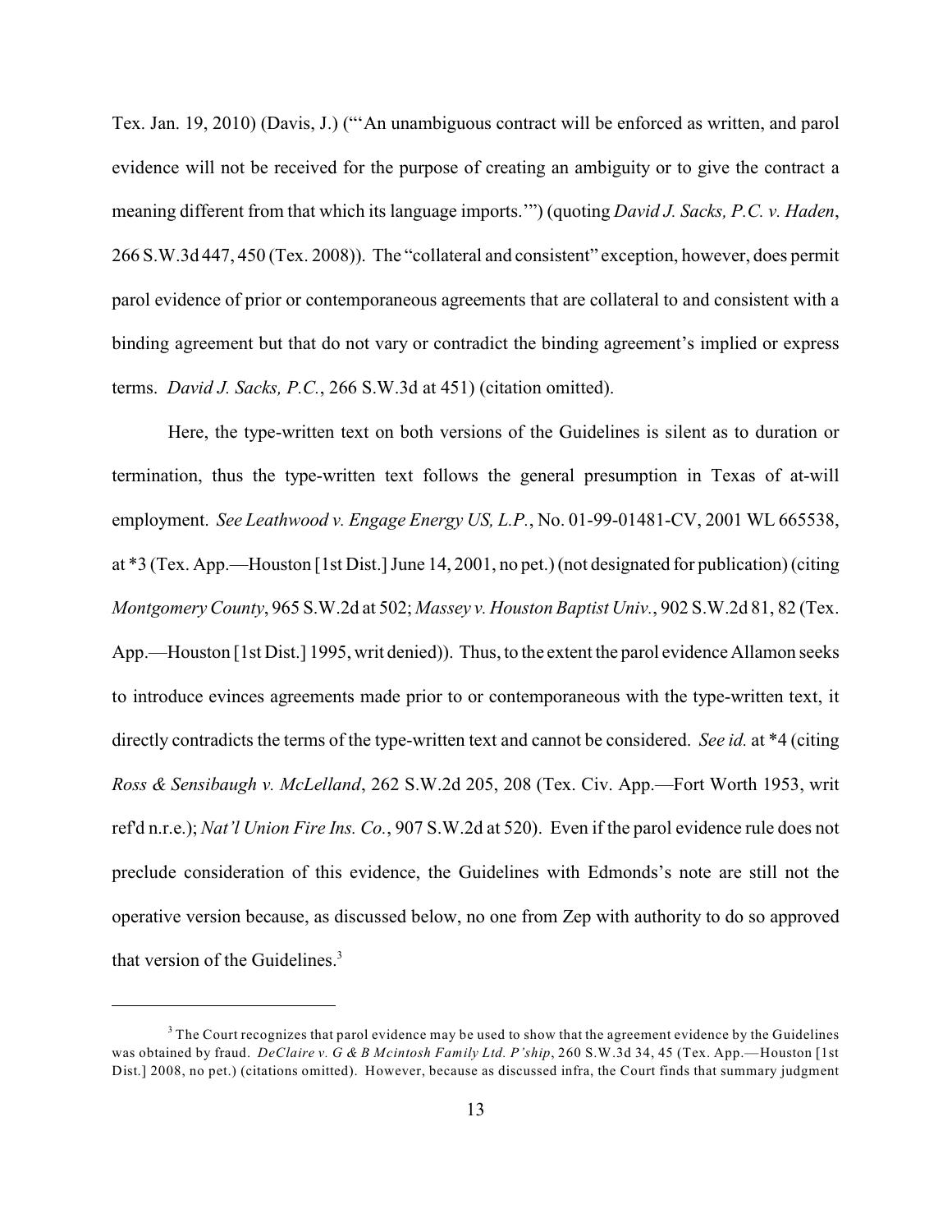Tex. Jan. 19, 2010) (Davis, J.) ("'An unambiguous contract will be enforced as written, and parol evidence will not be received for the purpose of creating an ambiguity or to give the contract a meaning different from that which its language imports.'") (quoting *David J. Sacks, P.C. v. Haden*, 266 S.W.3d 447, 450 (Tex. 2008)). The "collateral and consistent" exception, however, does permit parol evidence of prior or contemporaneous agreements that are collateral to and consistent with a binding agreement but that do not vary or contradict the binding agreement's implied or express terms. *David J. Sacks, P.C.*, 266 S.W.3d at 451) (citation omitted).

Here, the type-written text on both versions of the Guidelines is silent as to duration or termination, thus the type-written text follows the general presumption in Texas of at-will employment. *See Leathwood v. Engage Energy US, L.P.*, No. 01-99-01481-CV, 2001 WL 665538, at *3 (Tex. App.—Houston [1st Dist.] June 14, 2001, no pet.) (not designated for publication) (citing *Montgomery County*, 965 S.W.2d at 502; *Massey v. Houston Baptist Univ.*, 902 S.W.2d 81, 82 (Tex. App.—Houston [1st Dist.] 1995, writ denied)). Thus, to the extent the parol evidence Allamon seeks to introduce evinces agreements made prior to or contemporaneous with the type-written text, it directly contradicts the terms of the type-written text and cannot be considered. *See id.* at *4 (citing *Ross & Sensibaugh v. McLelland*, 262 S.W.2d 205, 208 (Tex. Civ. App.—Fort Worth 1953, writ ref'd n.r.e.); *Nat'l Union Fire Ins. Co.*, 907 S.W.2d at 520). Even if the parol evidence rule does not preclude consideration of this evidence, the Guidelines with Edmonds's note are still not the operative version because, as discussed below, no one from Zep with authority to do so approved that version of the Guidelines.[3]

---

[3] The Court recognizes that parol evidence may be used to show that the agreement evidence by the Guidelines was obtained by fraud. *DeClaire v. G & B Mcintosh Family Ltd. P'ship*, 260 S.W.3d 34, 45 (Tex. App.—Houston [1st Dist.] 2008, no pet.) (citations omitted). However, because as discussed infra, the Court finds that summary judgment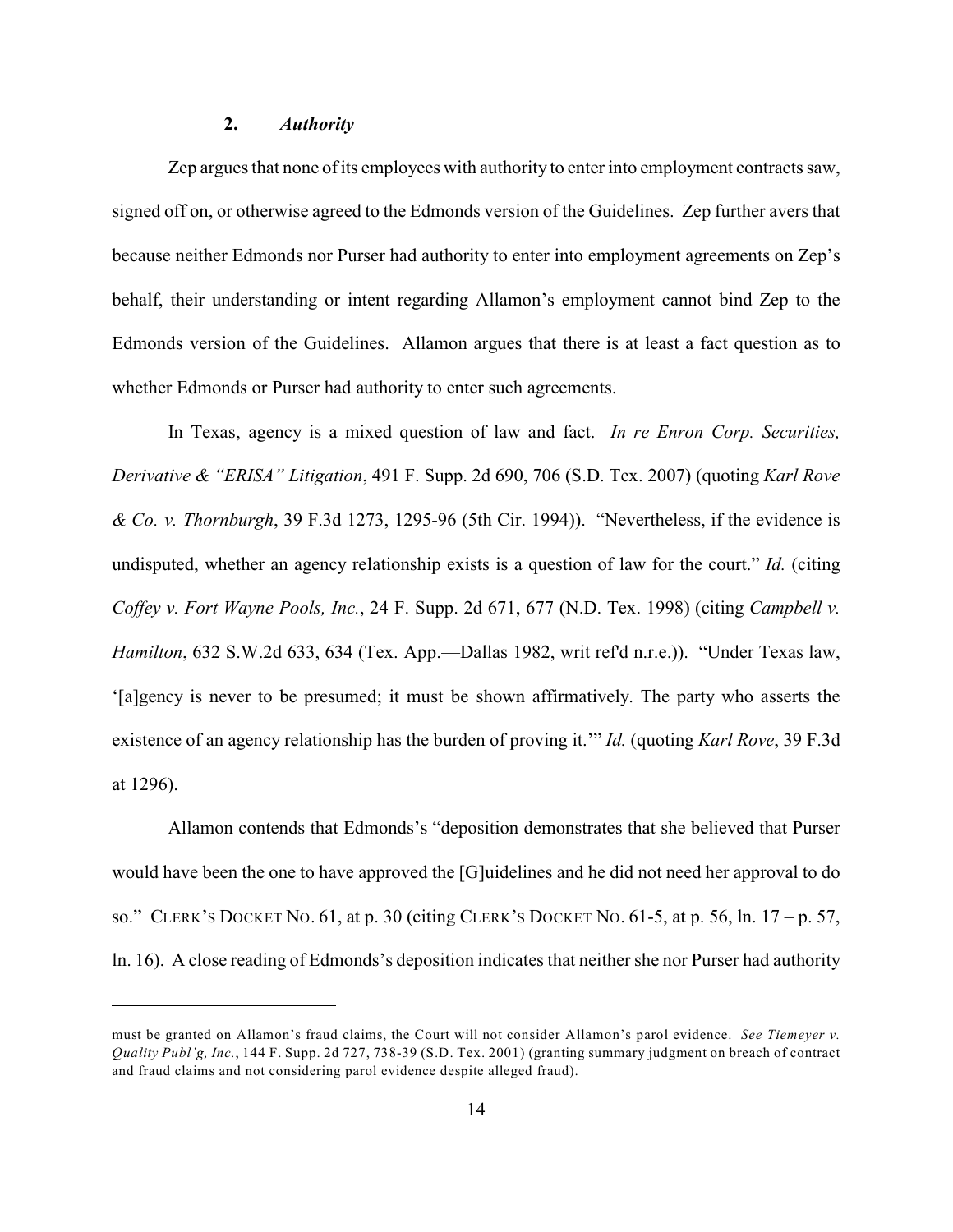### 2. *Authority*

Zep argues that none of its employees with authority to enter into employment contracts saw, signed off on, or otherwise agreed to the Edmonds version of the Guidelines. Zep further avers that because neither Edmonds nor Purser had authority to enter into employment agreements on Zep's behalf, their understanding or intent regarding Allamon's employment cannot bind Zep to the Edmonds version of the Guidelines. Allamon argues that there is at least a fact question as to whether Edmonds or Purser had authority to enter such agreements.

In Texas, agency is a mixed question of law and fact. *In re Enron Corp. Securities, Derivative & "ERISA" Litigation*, 491 F. Supp. 2d 690, 706 (S.D. Tex. 2007) (quoting *Karl Rove & Co. v. Thornburgh*, 39 F.3d 1273, 1295-96 (5th Cir. 1994)). "Nevertheless, if the evidence is undisputed, whether an agency relationship exists is a question of law for the court." *Id.* (citing *Coffey v. Fort Wayne Pools, Inc.*, 24 F. Supp. 2d 671, 677 (N.D. Tex. 1998) (citing *Campbell v. Hamilton*, 632 S.W.2d 633, 634 (Tex. App.—Dallas 1982, writ ref'd n.r.e.)). "Under Texas law, '[a]gency is never to be presumed; it must be shown affirmatively. The party who asserts the existence of an agency relationship has the burden of proving it.'" *Id.* (quoting *Karl Rove*, 39 F.3d at 1296).

Allamon contends that Edmonds's "deposition demonstrates that she believed that Purser would have been the one to have approved the [G]uidelines and he did not need her approval to do so." CLERK'S DOCKET NO. 61, at p. 30 (citing CLERK'S DOCKET NO. 61-5, at p. 56, ln. 17 – p. 57, ln. 16). A close reading of Edmonds's deposition indicates that neither she nor Purser had authority

---

must be granted on Allamon's fraud claims, the Court will not consider Allamon's parol evidence. *See Tiemeyer v. Quality Publ'g, Inc.*, 144 F. Supp. 2d 727, 738-39 (S.D. Tex. 2001) (granting summary judgment on breach of contract and fraud claims and not considering parol evidence despite alleged fraud).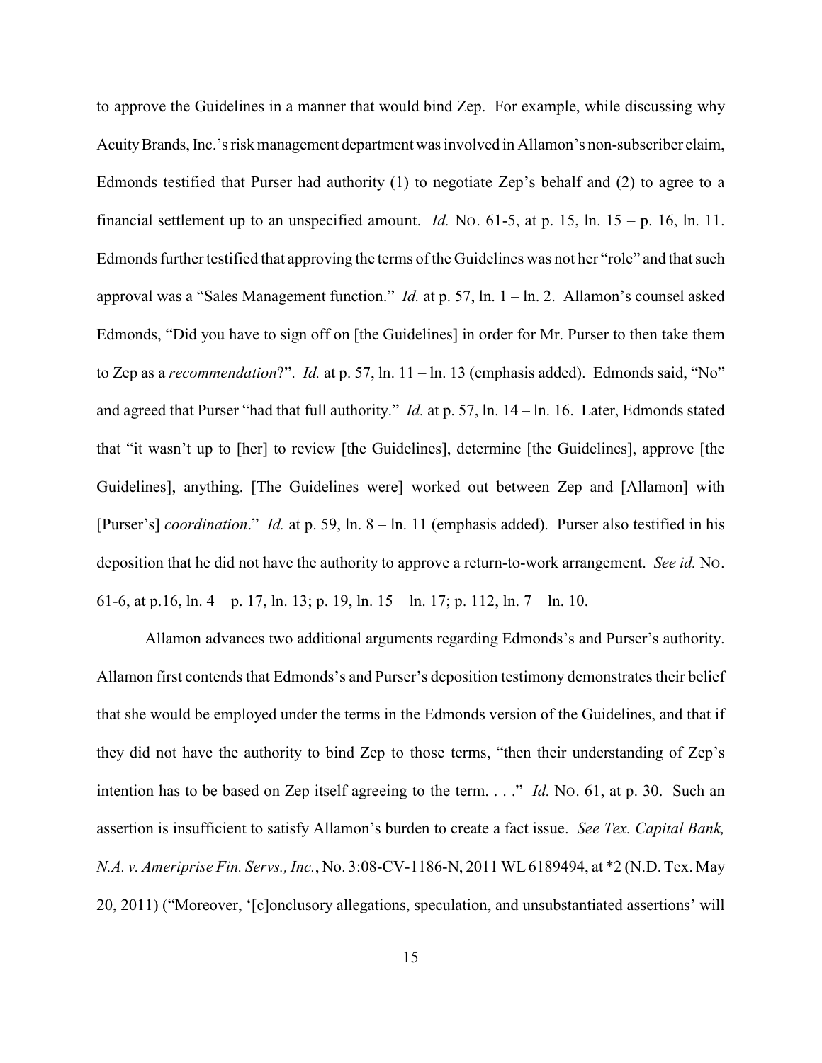to approve the Guidelines in a manner that would bind Zep. For example, while discussing why Acuity Brands, Inc.'s risk management department was involved in Allamon's non-subscriber claim, Edmonds testified that Purser had authority (1) to negotiate Zep's behalf and (2) to agree to a financial settlement up to an unspecified amount. *Id.* No. 61-5, at p. 15, ln. 15 – p. 16, ln. 11. Edmonds further testified that approving the terms of the Guidelines was not her "role" and that such approval was a "Sales Management function." *Id.* at p. 57, ln. 1 – ln. 2. Allamon's counsel asked Edmonds, "Did you have to sign off on [the Guidelines] in order for Mr. Purser to then take them to Zep as a *recommendation*?". *Id.* at p. 57, ln. 11 – ln. 13 (emphasis added). Edmonds said, "No" and agreed that Purser "had that full authority." *Id.* at p. 57, ln. 14 – ln. 16. Later, Edmonds stated that "it wasn't up to [her] to review [the Guidelines], determine [the Guidelines], approve [the Guidelines], anything. [The Guidelines were] worked out between Zep and [Allamon] with [Purser's] *coordination*." *Id.* at p. 59, ln. 8 – ln. 11 (emphasis added). Purser also testified in his deposition that he did not have the authority to approve a return-to-work arrangement. *See id.* No. 61-6, at p.16, ln. 4 – p. 17, ln. 13; p. 19, ln. 15 – ln. 17; p. 112, ln. 7 – ln. 10.

Allamon advances two additional arguments regarding Edmonds's and Purser's authority. Allamon first contends that Edmonds's and Purser's deposition testimony demonstrates their belief that she would be employed under the terms in the Edmonds version of the Guidelines, and that if they did not have the authority to bind Zep to those terms, "then their understanding of Zep's intention has to be based on Zep itself agreeing to the term. . . ." *Id.* No. 61, at p. 30. Such an assertion is insufficient to satisfy Allamon's burden to create a fact issue. *See Tex. Capital Bank, N.A. v. Ameriprise Fin. Servs., Inc.*, No. 3:08-CV-1186-N, 2011 WL 6189494, at *2 (N.D. Tex. May 20, 2011) ("Moreover, '[c]onclusory allegations, speculation, and unsubstantiated assertions' will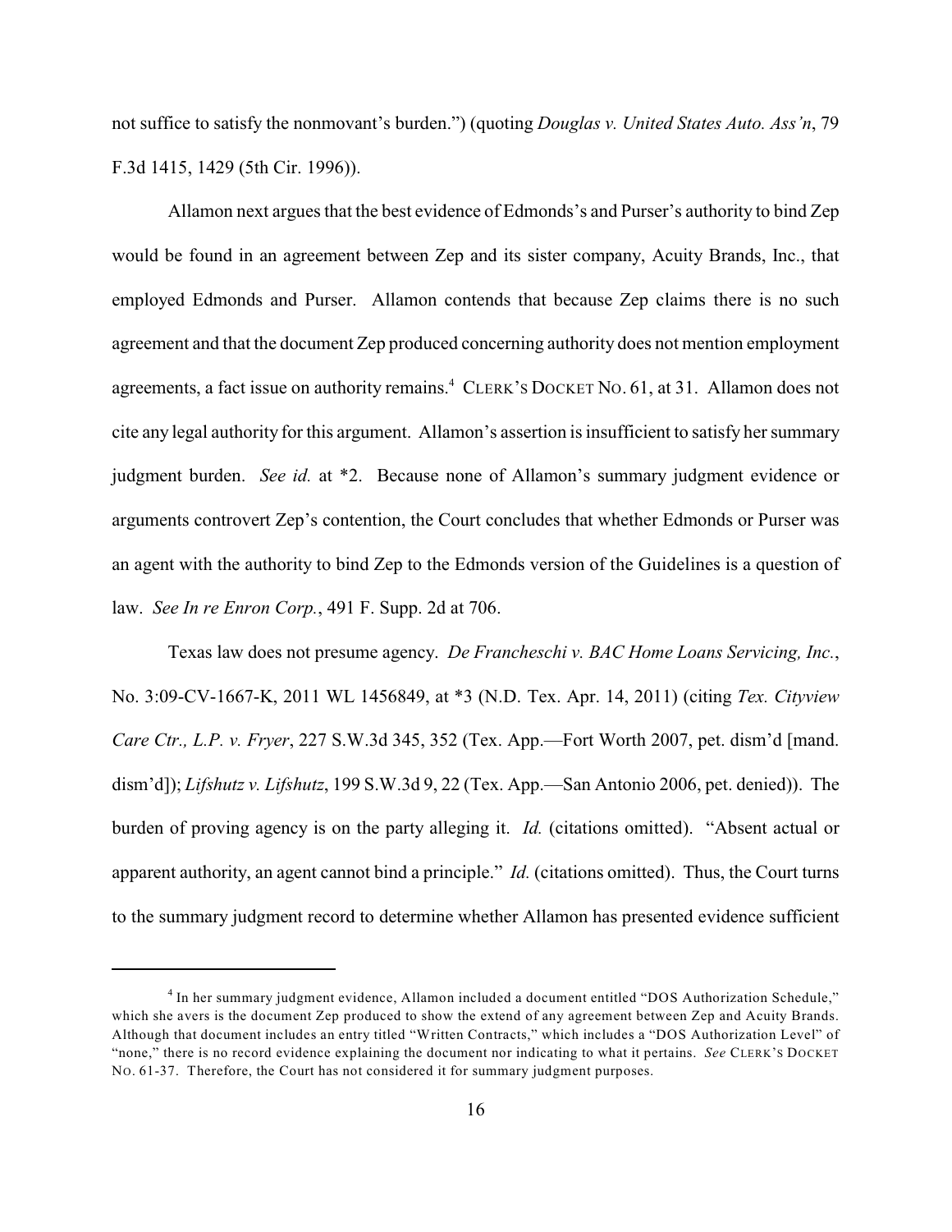not suffice to satisfy the nonmovant's burden.") (quoting *Douglas v. United States Auto. Ass'n*, 79 F.3d 1415, 1429 (5th Cir. 1996)).

Allamon next argues that the best evidence of Edmonds's and Purser's authority to bind Zep would be found in an agreement between Zep and its sister company, Acuity Brands, Inc., that employed Edmonds and Purser. Allamon contends that because Zep claims there is no such agreement and that the document Zep produced concerning authority does not mention employment agreements, a fact issue on authority remains.[4] CLERK'S DOCKET NO. 61, at 31. Allamon does not cite any legal authority for this argument. Allamon's assertion is insufficient to satisfy her summary judgment burden. *See id.* at *2. Because none of Allamon's summary judgment evidence or arguments controvert Zep's contention, the Court concludes that whether Edmonds or Purser was an agent with the authority to bind Zep to the Edmonds version of the Guidelines is a question of law. *See In re Enron Corp.*, 491 F. Supp. 2d at 706.

Texas law does not presume agency. *De Francheschi v. BAC Home Loans Servicing, Inc.*, No. 3:09-CV-1667-K, 2011 WL 1456849, at *3 (N.D. Tex. Apr. 14, 2011) (citing *Tex. Cityview Care Ctr., L.P. v. Fryer*, 227 S.W.3d 345, 352 (Tex. App.—Fort Worth 2007, pet. dism'd [mand. dism'd]); *Lifshutz v. Lifshutz*, 199 S.W.3d 9, 22 (Tex. App.—San Antonio 2006, pet. denied)). The burden of proving agency is on the party alleging it. *Id.* (citations omitted). "Absent actual or apparent authority, an agent cannot bind a principle." *Id.* (citations omitted). Thus, the Court turns to the summary judgment record to determine whether Allamon has presented evidence sufficient

---

[4] In her summary judgment evidence, Allamon included a document entitled "DOS Authorization Schedule," which she avers is the document Zep produced to show the extend of any agreement between Zep and Acuity Brands. Although that document includes an entry titled "Written Contracts," which includes a "DOS Authorization Level" of "none," there is no record evidence explaining the document nor indicating to what it pertains. *See* CLERK'S DOCKET NO. 61-37. Therefore, the Court has not considered it for summary judgment purposes.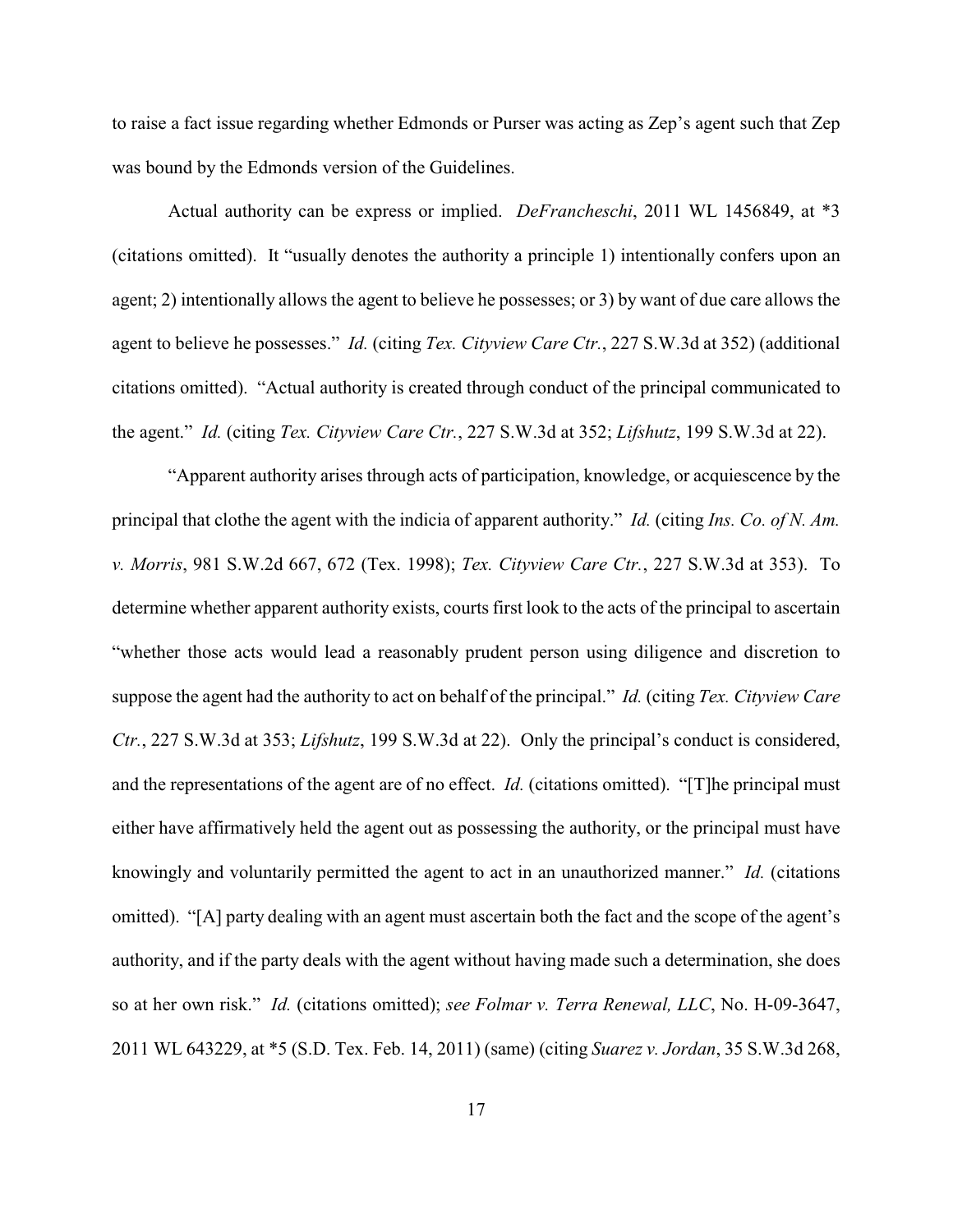to raise a fact issue regarding whether Edmonds or Purser was acting as Zep's agent such that Zep was bound by the Edmonds version of the Guidelines.

Actual authority can be express or implied. *DeFrancheschi*, 2011 WL 1456849, at *3 (citations omitted). It "usually denotes the authority a principle 1) intentionally confers upon an agent; 2) intentionally allows the agent to believe he possesses; or 3) by want of due care allows the agent to believe he possesses." *Id.* (citing *Tex. Cityview Care Ctr.*, 227 S.W.3d at 352) (additional citations omitted). "Actual authority is created through conduct of the principal communicated to the agent." *Id.* (citing *Tex. Cityview Care Ctr.*, 227 S.W.3d at 352; *Lifshutz*, 199 S.W.3d at 22).

"Apparent authority arises through acts of participation, knowledge, or acquiescence by the principal that clothe the agent with the indicia of apparent authority." *Id.* (citing *Ins. Co. of N. Am. v. Morris*, 981 S.W.2d 667, 672 (Tex. 1998); *Tex. Cityview Care Ctr.*, 227 S.W.3d at 353). To determine whether apparent authority exists, courts first look to the acts of the principal to ascertain "whether those acts would lead a reasonably prudent person using diligence and discretion to suppose the agent had the authority to act on behalf of the principal." *Id.* (citing *Tex. Cityview Care Ctr.*, 227 S.W.3d at 353; *Lifshutz*, 199 S.W.3d at 22). Only the principal's conduct is considered, and the representations of the agent are of no effect. *Id.* (citations omitted). "[T]he principal must either have affirmatively held the agent out as possessing the authority, or the principal must have knowingly and voluntarily permitted the agent to act in an unauthorized manner." *Id.* (citations omitted). "[A] party dealing with an agent must ascertain both the fact and the scope of the agent's authority, and if the party deals with the agent without having made such a determination, she does so at her own risk." *Id.* (citations omitted); *see Folmar v. Terra Renewal, LLC*, No. H-09-3647, 2011 WL 643229, at *5 (S.D. Tex. Feb. 14, 2011) (same) (citing *Suarez v. Jordan*, 35 S.W.3d 268,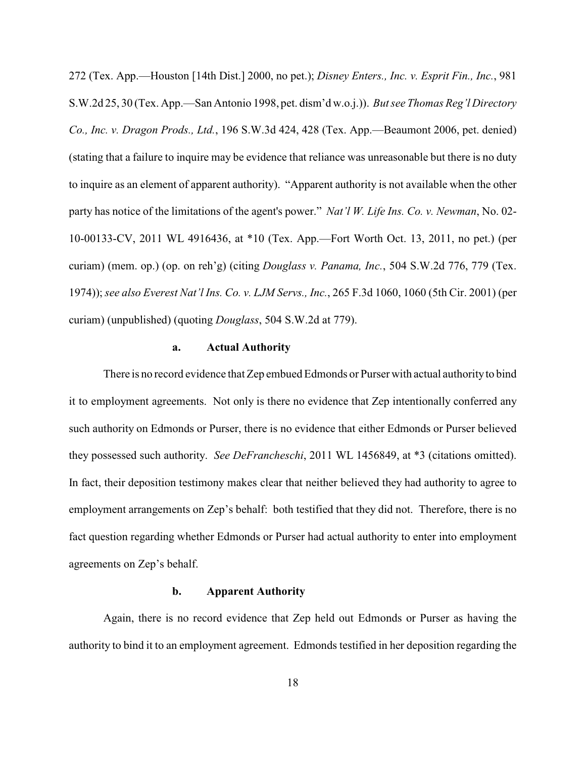272 (Tex. App.—Houston [14th Dist.] 2000, no pet.); *Disney Enters., Inc. v. Esprit Fin., Inc.*, 981 S.W.2d 25, 30 (Tex. App.—San Antonio 1998, pet. dism'd w.o.j.)). *But see Thomas Reg'l Directory Co., Inc. v. Dragon Prods., Ltd.*, 196 S.W.3d 424, 428 (Tex. App.—Beaumont 2006, pet. denied) (stating that a failure to inquire may be evidence that reliance was unreasonable but there is no duty to inquire as an element of apparent authority). "Apparent authority is not available when the other party has notice of the limitations of the agent's power." *Nat'l W. Life Ins. Co. v. Newman*, No. 02-10-00133-CV, 2011 WL 4916436, at *10 (Tex. App.—Fort Worth Oct. 13, 2011, no pet.) (per curiam) (mem. op.) (op. on reh'g) (citing *Douglass v. Panama, Inc.*, 504 S.W.2d 776, 779 (Tex. 1974)); *see also Everest Nat'l Ins. Co. v. LJM Servs., Inc.*, 265 F.3d 1060, 1060 (5th Cir. 2001) (per curiam) (unpublished) (quoting *Douglass*, 504 S.W.2d at 779).

#### a. Actual Authority

There is no record evidence that Zep embued Edmonds or Purser with actual authority to bind it to employment agreements. Not only is there no evidence that Zep intentionally conferred any such authority on Edmonds or Purser, there is no evidence that either Edmonds or Purser believed they possessed such authority. *See DeFrancheschi*, 2011 WL 1456849, at *3 (citations omitted). In fact, their deposition testimony makes clear that neither believed they had authority to agree to employment arrangements on Zep's behalf: both testified that they did not. Therefore, there is no fact question regarding whether Edmonds or Purser had actual authority to enter into employment agreements on Zep's behalf.

#### b. Apparent Authority

Again, there is no record evidence that Zep held out Edmonds or Purser as having the authority to bind it to an employment agreement. Edmonds testified in her deposition regarding the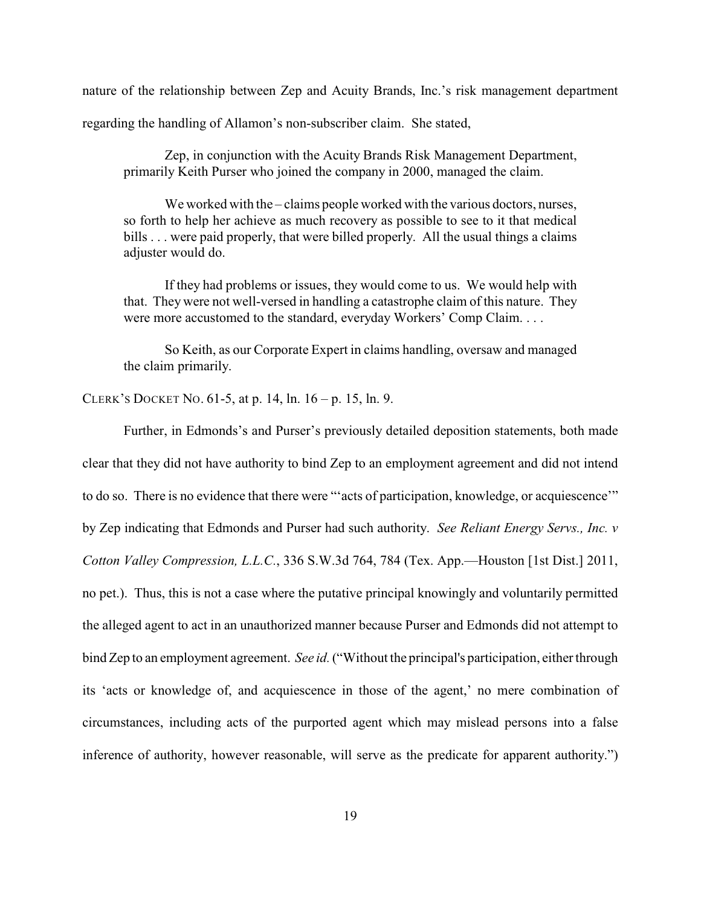nature of the relationship between Zep and Acuity Brands, Inc.'s risk management department regarding the handling of Allamon's non-subscriber claim. She stated,

> Zep, in conjunction with the Acuity Brands Risk Management Department, primarily Keith Purser who joined the company in 2000, managed the claim.
>
> We worked with the – claims people worked with the various doctors, nurses, so forth to help her achieve as much recovery as possible to see to it that medical bills . . . were paid properly, that were billed properly. All the usual things a claims adjuster would do.
>
> If they had problems or issues, they would come to us. We would help with that. They were not well-versed in handling a catastrophe claim of this nature. They were more accustomed to the standard, everyday Workers' Comp Claim. . . .
>
> So Keith, as our Corporate Expert in claims handling, oversaw and managed the claim primarily.

CLERK'S DOCKET NO. 61-5, at p. 14, ln. 16 – p. 15, ln. 9.

Further, in Edmonds's and Purser's previously detailed deposition statements, both made clear that they did not have authority to bind Zep to an employment agreement and did not intend to do so. There is no evidence that there were "'acts of participation, knowledge, or acquiescence'" by Zep indicating that Edmonds and Purser had such authority. *See Reliant Energy Servs., Inc. v Cotton Valley Compression, L.L.C.*, 336 S.W.3d 764, 784 (Tex. App.—Houston [1st Dist.] 2011, no pet.). Thus, this is not a case where the putative principal knowingly and voluntarily permitted the alleged agent to act in an unauthorized manner because Purser and Edmonds did not attempt to bind Zep to an employment agreement. *See id.* ("Without the principal's participation, either through its 'acts or knowledge of, and acquiescence in those of the agent,' no mere combination of circumstances, including acts of the purported agent which may mislead persons into a false inference of authority, however reasonable, will serve as the predicate for apparent authority.")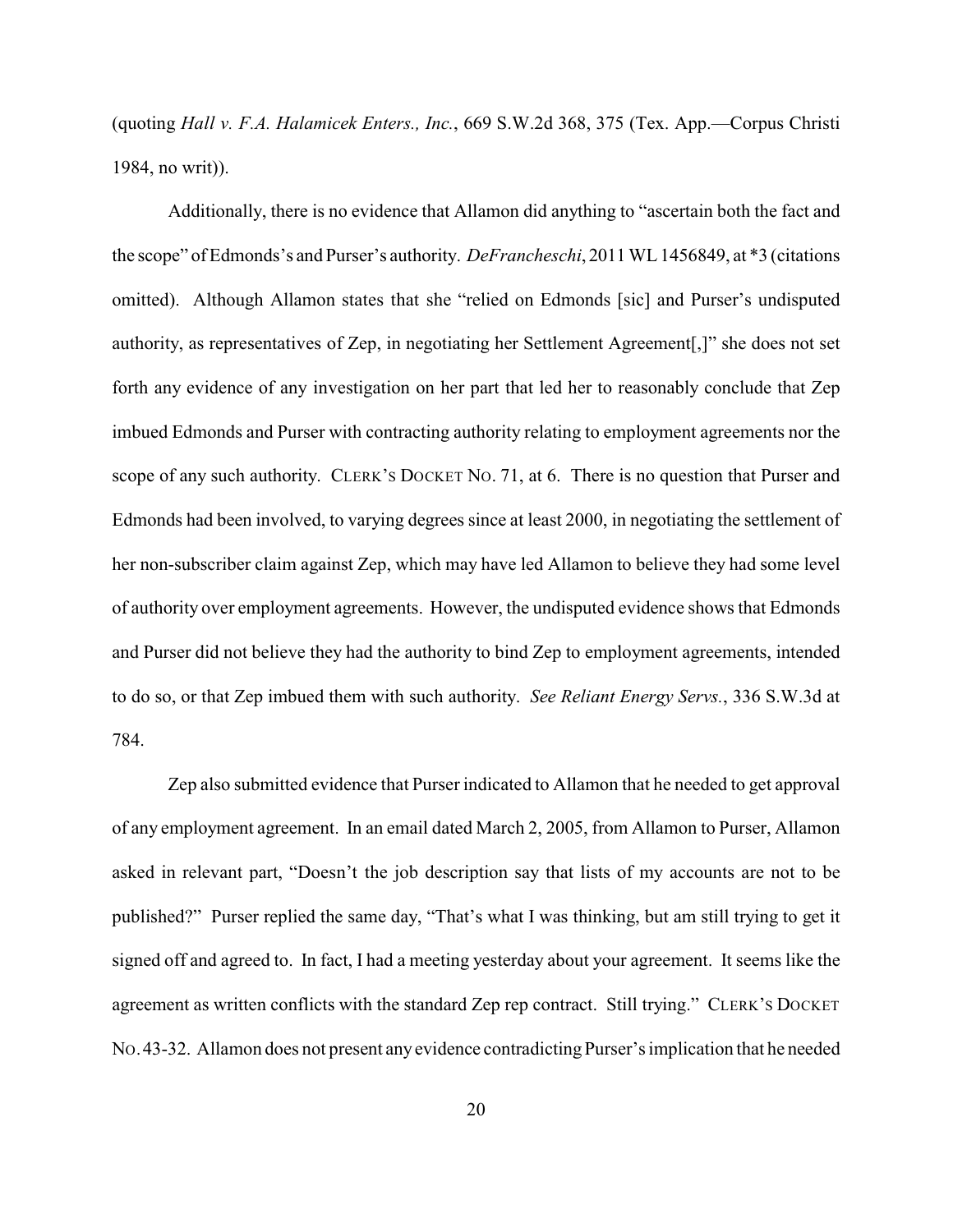(quoting *Hall v. F.A. Halamicek Enters., Inc.*, 669 S.W.2d 368, 375 (Tex. App.—Corpus Christi 1984, no writ)).

Additionally, there is no evidence that Allamon did anything to "ascertain both the fact and the scope" of Edmonds's and Purser's authority. *DeFrancheschi*, 2011 WL 1456849, at *3 (citations omitted). Although Allamon states that she "relied on Edmonds [sic] and Purser's undisputed authority, as representatives of Zep, in negotiating her Settlement Agreement[,]" she does not set forth any evidence of any investigation on her part that led her to reasonably conclude that Zep imbued Edmonds and Purser with contracting authority relating to employment agreements nor the scope of any such authority. CLERK'S DOCKET NO. 71, at 6. There is no question that Purser and Edmonds had been involved, to varying degrees since at least 2000, in negotiating the settlement of her non-subscriber claim against Zep, which may have led Allamon to believe they had some level of authority over employment agreements. However, the undisputed evidence shows that Edmonds and Purser did not believe they had the authority to bind Zep to employment agreements, intended to do so, or that Zep imbued them with such authority. *See Reliant Energy Servs.*, 336 S.W.3d at 784.

Zep also submitted evidence that Purser indicated to Allamon that he needed to get approval of any employment agreement. In an email dated March 2, 2005, from Allamon to Purser, Allamon asked in relevant part, "Doesn't the job description say that lists of my accounts are not to be published?" Purser replied the same day, "That's what I was thinking, but am still trying to get it signed off and agreed to. In fact, I had a meeting yesterday about your agreement. It seems like the agreement as written conflicts with the standard Zep rep contract. Still trying." CLERK'S DOCKET NO. 43-32. Allamon does not present any evidence contradicting Purser's implication that he needed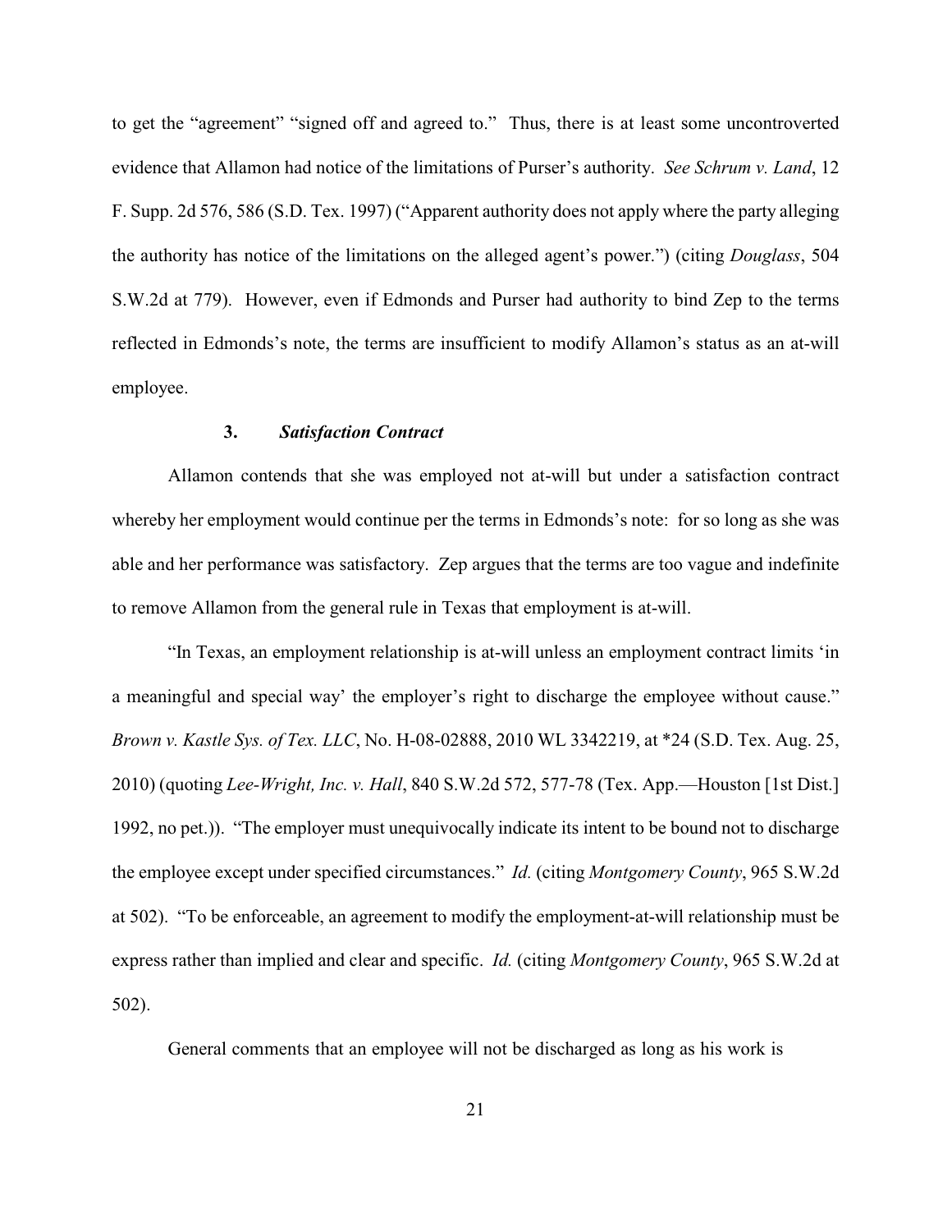to get the "agreement" "signed off and agreed to." Thus, there is at least some uncontroverted evidence that Allamon had notice of the limitations of Purser's authority. *See Schrum v. Land*, 12 F. Supp. 2d 576, 586 (S.D. Tex. 1997) ("Apparent authority does not apply where the party alleging the authority has notice of the limitations on the alleged agent's power.") (citing *Douglass*, 504 S.W.2d at 779). However, even if Edmonds and Purser had authority to bind Zep to the terms reflected in Edmonds's note, the terms are insufficient to modify Allamon's status as an at-will employee.

### 3. *Satisfaction Contract*

Allamon contends that she was employed not at-will but under a satisfaction contract whereby her employment would continue per the terms in Edmonds's note: for so long as she was able and her performance was satisfactory. Zep argues that the terms are too vague and indefinite to remove Allamon from the general rule in Texas that employment is at-will.

"In Texas, an employment relationship is at-will unless an employment contract limits 'in a meaningful and special way' the employer's right to discharge the employee without cause." *Brown v. Kastle Sys. of Tex. LLC*, No. H-08-02888, 2010 WL 3342219, at *24 (S.D. Tex. Aug. 25, 2010) (quoting *Lee-Wright, Inc. v. Hall*, 840 S.W.2d 572, 577-78 (Tex. App.—Houston [1st Dist.] 1992, no pet.)). "The employer must unequivocally indicate its intent to be bound not to discharge the employee except under specified circumstances." *Id.* (citing *Montgomery County*, 965 S.W.2d at 502). "To be enforceable, an agreement to modify the employment-at-will relationship must be express rather than implied and clear and specific. *Id.* (citing *Montgomery County*, 965 S.W.2d at 502).

General comments that an employee will not be discharged as long as his work is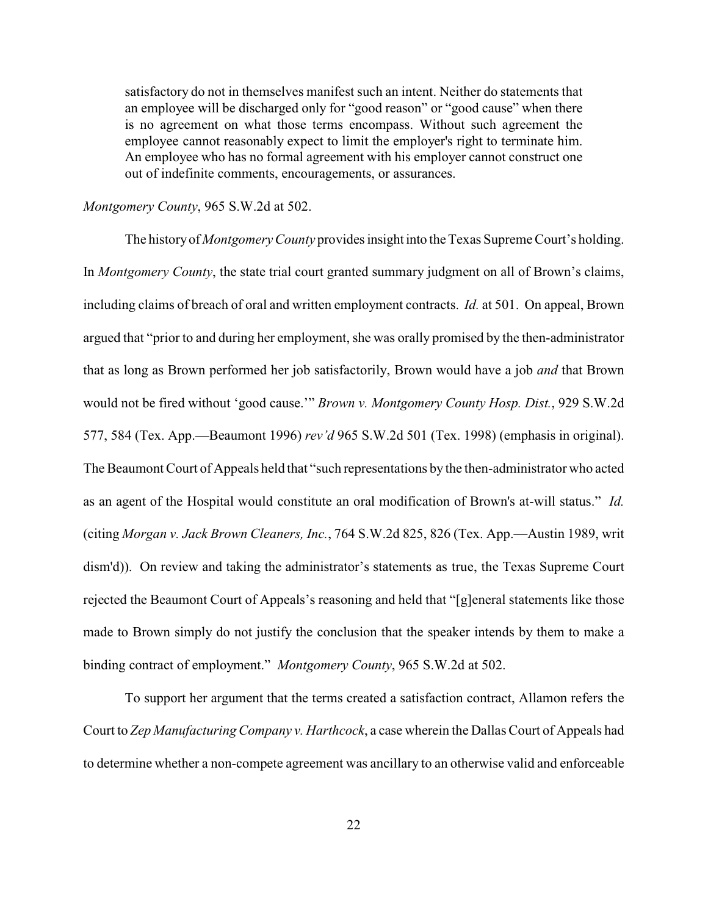> satisfactory do not in themselves manifest such an intent. Neither do statements that an employee will be discharged only for "good reason" or "good cause" when there is no agreement on what those terms encompass. Without such agreement the employee cannot reasonably expect to limit the employer's right to terminate him. An employee who has no formal agreement with his employer cannot construct one out of indefinite comments, encouragements, or assurances.

*Montgomery County*, 965 S.W.2d at 502.

The history of *Montgomery County* provides insight into the Texas Supreme Court's holding. In *Montgomery County*, the state trial court granted summary judgment on all of Brown's claims, including claims of breach of oral and written employment contracts. *Id.* at 501. On appeal, Brown argued that "prior to and during her employment, she was orally promised by the then-administrator that as long as Brown performed her job satisfactorily, Brown would have a job *and* that Brown would not be fired without 'good cause.'" *Brown v. Montgomery County Hosp. Dist.*, 929 S.W.2d 577, 584 (Tex. App.—Beaumont 1996) *rev'd* 965 S.W.2d 501 (Tex. 1998) (emphasis in original). The Beaumont Court of Appeals held that "such representations by the then-administrator who acted as an agent of the Hospital would constitute an oral modification of Brown's at-will status." *Id.* (citing *Morgan v. Jack Brown Cleaners, Inc.*, 764 S.W.2d 825, 826 (Tex. App.—Austin 1989, writ dism'd)). On review and taking the administrator's statements as true, the Texas Supreme Court rejected the Beaumont Court of Appeals's reasoning and held that "[g]eneral statements like those made to Brown simply do not justify the conclusion that the speaker intends by them to make a binding contract of employment." *Montgomery County*, 965 S.W.2d at 502.

To support her argument that the terms created a satisfaction contract, Allamon refers the Court to *Zep Manufacturing Company v. Harthcock*, a case wherein the Dallas Court of Appeals had to determine whether a non-compete agreement was ancillary to an otherwise valid and enforceable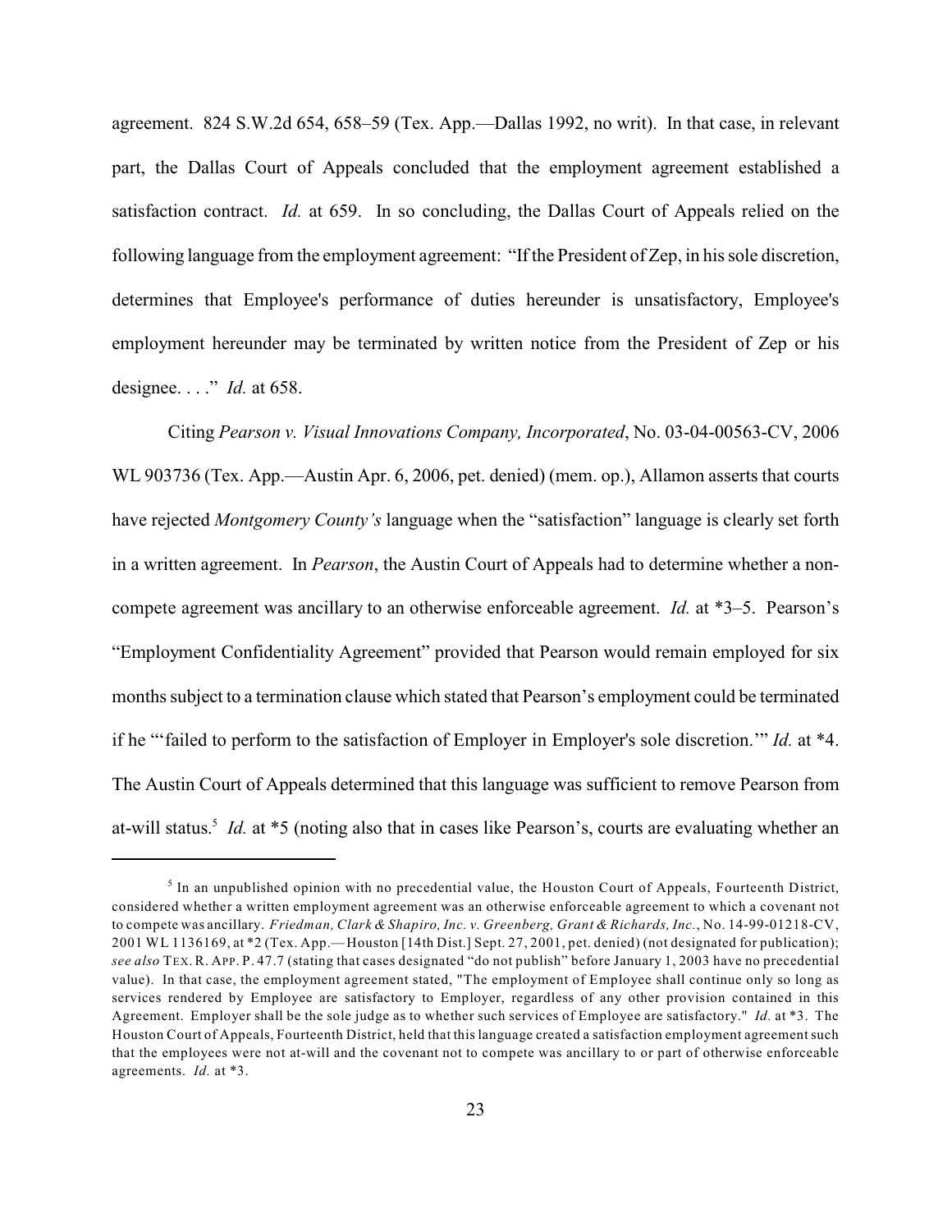agreement. 824 S.W.2d 654, 658–59 (Tex. App.—Dallas 1992, no writ). In that case, in relevant part, the Dallas Court of Appeals concluded that the employment agreement established a satisfaction contract. *Id.* at 659. In so concluding, the Dallas Court of Appeals relied on the following language from the employment agreement: "If the President of Zep, in his sole discretion, determines that Employee's performance of duties hereunder is unsatisfactory, Employee's employment hereunder may be terminated by written notice from the President of Zep or his designee. . . ." *Id.* at 658.

Citing *Pearson v. Visual Innovations Company, Incorporated*, No. 03-04-00563-CV, 2006 WL 903736 (Tex. App.—Austin Apr. 6, 2006, pet. denied) (mem. op.), Allamon asserts that courts have rejected *Montgomery County's* language when the "satisfaction" language is clearly set forth in a written agreement. In *Pearson*, the Austin Court of Appeals had to determine whether a non-compete agreement was ancillary to an otherwise enforceable agreement. *Id.* at *3–5. Pearson's "Employment Confidentiality Agreement" provided that Pearson would remain employed for six months subject to a termination clause which stated that Pearson's employment could be terminated if he "'failed to perform to the satisfaction of Employer in Employer's sole discretion.'" *Id.* at *4. The Austin Court of Appeals determined that this language was sufficient to remove Pearson from at-will status.[5] *Id.* at *5 (noting also that in cases like Pearson's, courts are evaluating whether an

---

[5] In an unpublished opinion with no precedential value, the Houston Court of Appeals, Fourteenth District, considered whether a written employment agreement was an otherwise enforceable agreement to which a covenant not to compete was ancillary. *Friedman, Clark & Shapiro, Inc. v. Greenberg, Grant & Richards, Inc.*, No. 14-99-01218-CV, 2001 WL 1136169, at *2 (Tex. App.—Houston [14th Dist.] Sept. 27, 2001, pet. denied) (not designated for publication); *see also* TEX. R. APP. P. 47.7 (stating that cases designated "do not publish" before January 1, 2003 have no precedential value). In that case, the employment agreement stated, "The employment of Employee shall continue only so long as services rendered by Employee are satisfactory to Employer, regardless of any other provision contained in this Agreement. Employer shall be the sole judge as to whether such services of Employee are satisfactory." *Id.* at *3. The Houston Court of Appeals, Fourteenth District, held that this language created a satisfaction employment agreement such that the employees were not at-will and the covenant not to compete was ancillary to or part of otherwise enforceable agreements. *Id.* at *3.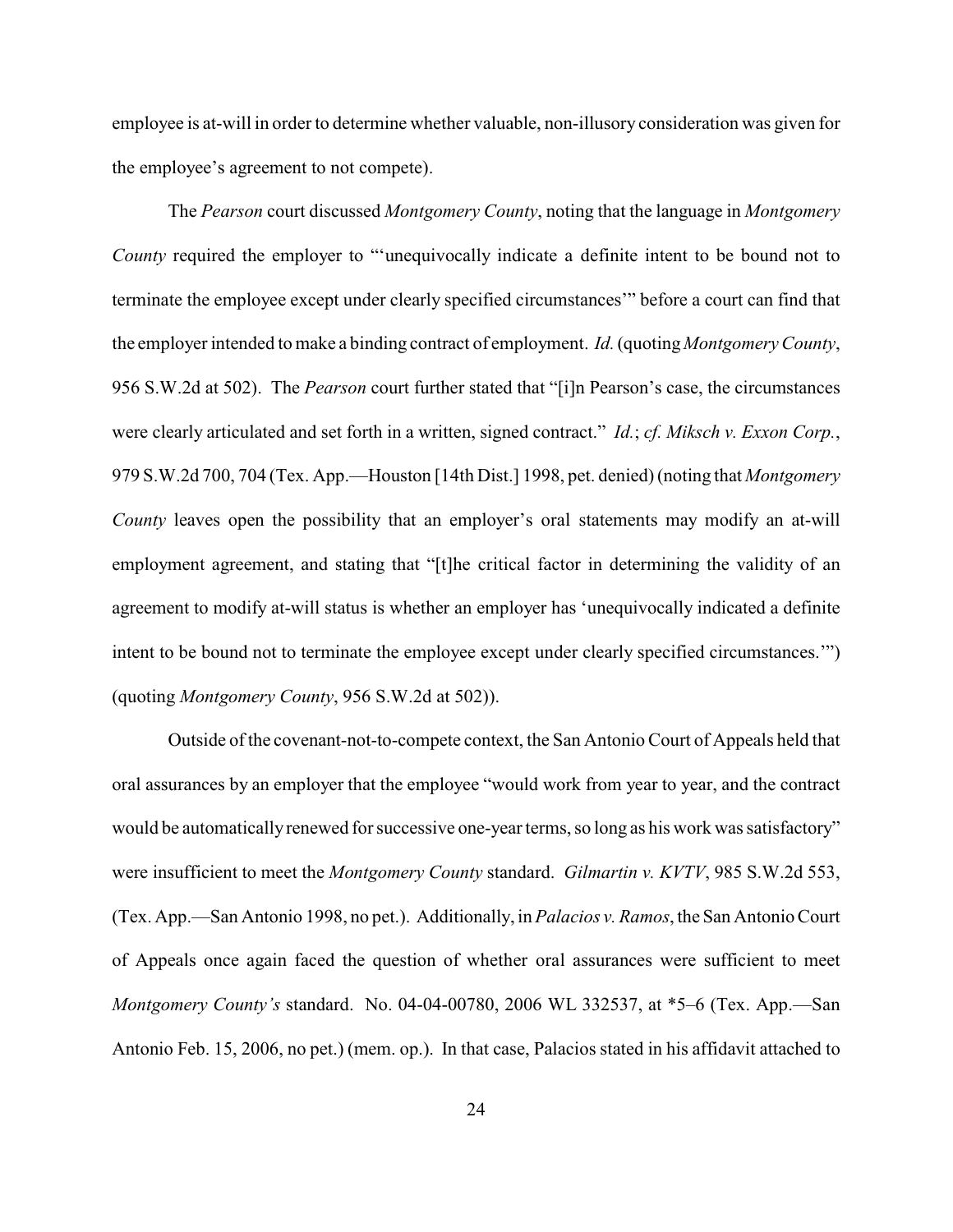employee is at-will in order to determine whether valuable, non-illusory consideration was given for the employee's agreement to not compete).

The *Pearson* court discussed *Montgomery County*, noting that the language in *Montgomery County* required the employer to "'unequivocally indicate a definite intent to be bound not to terminate the employee except under clearly specified circumstances'" before a court can find that the employer intended to make a binding contract of employment. *Id.* (quoting *Montgomery County*, 956 S.W.2d at 502). The *Pearson* court further stated that "[i]n Pearson's case, the circumstances were clearly articulated and set forth in a written, signed contract." *Id.*; *cf. Miksch v. Exxon Corp.*, 979 S.W.2d 700, 704 (Tex. App.—Houston [14th Dist.] 1998, pet. denied) (noting that *Montgomery County* leaves open the possibility that an employer's oral statements may modify an at-will employment agreement, and stating that "[t]he critical factor in determining the validity of an agreement to modify at-will status is whether an employer has 'unequivocally indicated a definite intent to be bound not to terminate the employee except under clearly specified circumstances.'") (quoting *Montgomery County*, 956 S.W.2d at 502)).

Outside of the covenant-not-to-compete context, the San Antonio Court of Appeals held that oral assurances by an employer that the employee "would work from year to year, and the contract would be automatically renewed for successive one-year terms, so long as his work was satisfactory" were insufficient to meet the *Montgomery County* standard. *Gilmartin v. KVTV*, 985 S.W.2d 553, (Tex. App.—San Antonio 1998, no pet.). Additionally, in *Palacios v. Ramos*, the San Antonio Court of Appeals once again faced the question of whether oral assurances were sufficient to meet *Montgomery County's* standard. No. 04-04-00780, 2006 WL 332537, at *5–6 (Tex. App.—San Antonio Feb. 15, 2006, no pet.) (mem. op.). In that case, Palacios stated in his affidavit attached to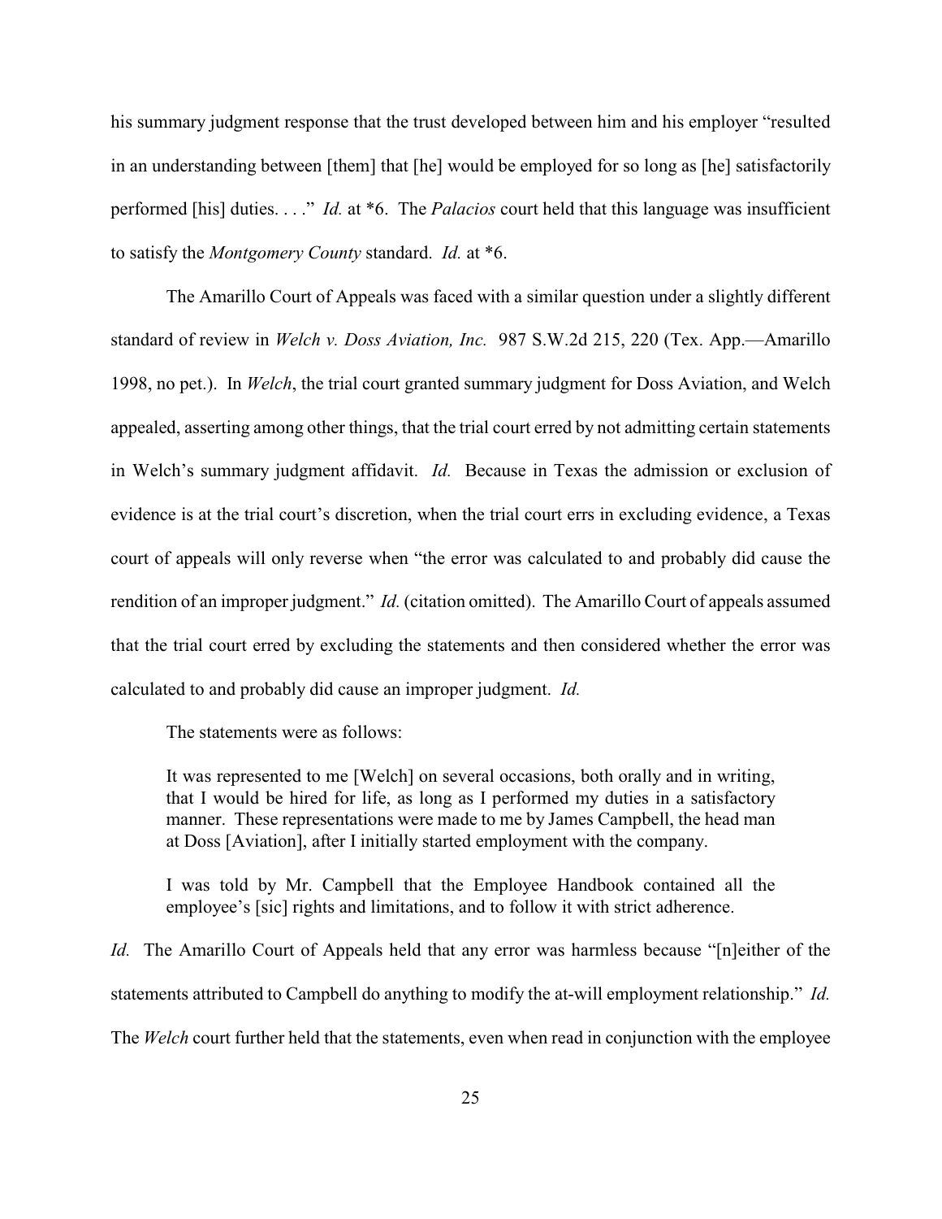his summary judgment response that the trust developed between him and his employer "resulted in an understanding between [them] that [he] would be employed for so long as [he] satisfactorily performed [his] duties. . . ." *Id.* at *6. The *Palacios* court held that this language was insufficient to satisfy the *Montgomery County* standard. *Id.* at *6.

The Amarillo Court of Appeals was faced with a similar question under a slightly different standard of review in *Welch v. Doss Aviation, Inc.* 987 S.W.2d 215, 220 (Tex. App.—Amarillo 1998, no pet.). In *Welch*, the trial court granted summary judgment for Doss Aviation, and Welch appealed, asserting among other things, that the trial court erred by not admitting certain statements in Welch's summary judgment affidavit. *Id.* Because in Texas the admission or exclusion of evidence is at the trial court's discretion, when the trial court errs in excluding evidence, a Texas court of appeals will only reverse when "the error was calculated to and probably did cause the rendition of an improper judgment." *Id.* (citation omitted). The Amarillo Court of appeals assumed that the trial court erred by excluding the statements and then considered whether the error was calculated to and probably did cause an improper judgment. *Id.*

The statements were as follows:

> It was represented to me [Welch] on several occasions, both orally and in writing, that I would be hired for life, as long as I performed my duties in a satisfactory manner. These representations were made to me by James Campbell, the head man at Doss [Aviation], after I initially started employment with the company.
>
> I was told by Mr. Campbell that the Employee Handbook contained all the employee's [sic] rights and limitations, and to follow it with strict adherence.

*Id.* The Amarillo Court of Appeals held that any error was harmless because "[n]either of the statements attributed to Campbell do anything to modify the at-will employment relationship." *Id.* The *Welch* court further held that the statements, even when read in conjunction with the employee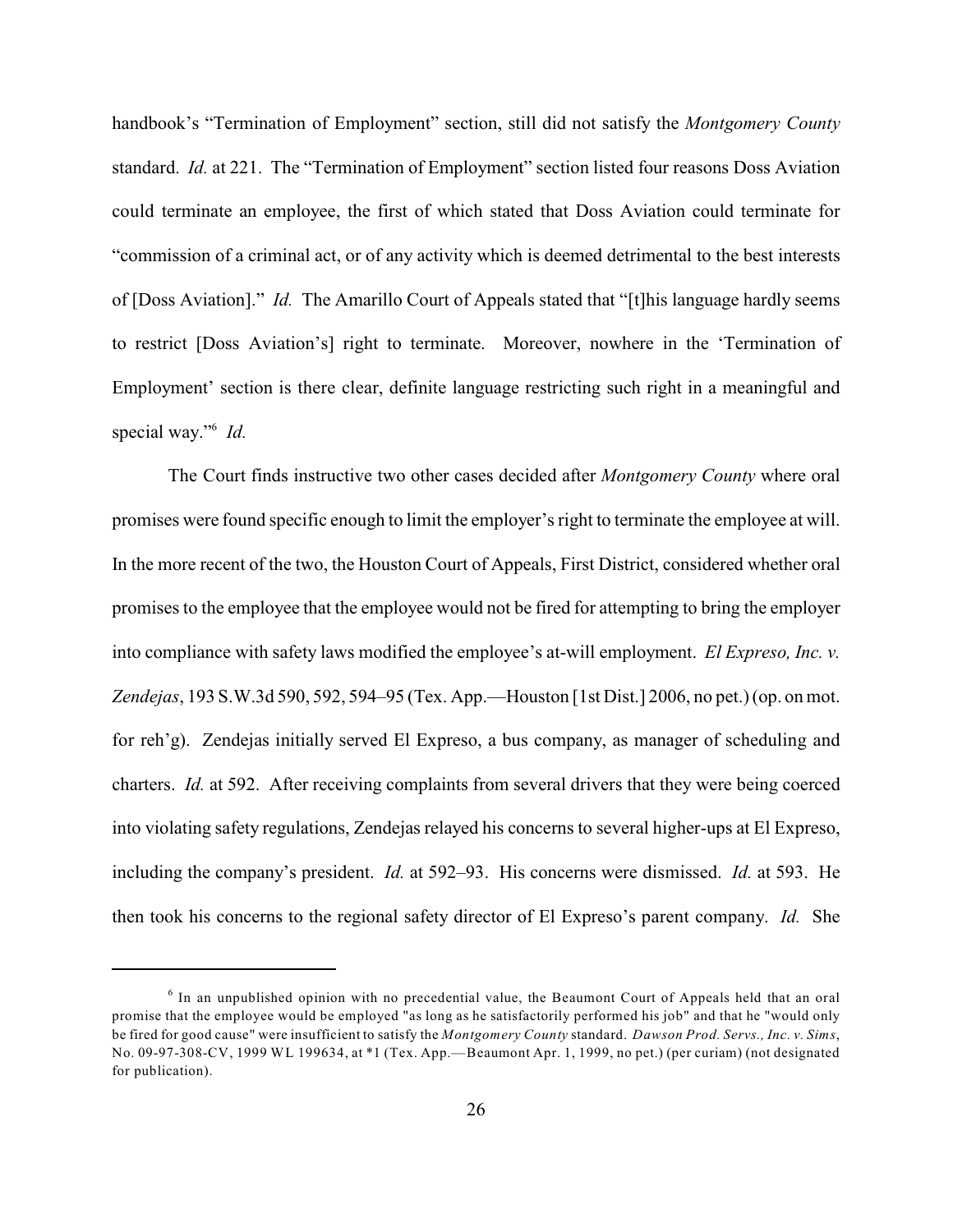handbook's "Termination of Employment" section, still did not satisfy the *Montgomery County* standard. *Id.* at 221. The "Termination of Employment" section listed four reasons Doss Aviation could terminate an employee, the first of which stated that Doss Aviation could terminate for "commission of a criminal act, or of any activity which is deemed detrimental to the best interests of [Doss Aviation]." *Id.* The Amarillo Court of Appeals stated that "[t]his language hardly seems to restrict [Doss Aviation's] right to terminate. Moreover, nowhere in the 'Termination of Employment' section is there clear, definite language restricting such right in a meaningful and special way."[6] *Id.*

The Court finds instructive two other cases decided after *Montgomery County* where oral promises were found specific enough to limit the employer's right to terminate the employee at will. In the more recent of the two, the Houston Court of Appeals, First District, considered whether oral promises to the employee that the employee would not be fired for attempting to bring the employer into compliance with safety laws modified the employee's at-will employment. *El Expreso, Inc. v. Zendejas*, 193 S.W.3d 590, 592, 594–95 (Tex. App.—Houston [1st Dist.] 2006, no pet.) (op. on mot. for reh'g). Zendejas initially served El Expreso, a bus company, as manager of scheduling and charters. *Id.* at 592. After receiving complaints from several drivers that they were being coerced into violating safety regulations, Zendejas relayed his concerns to several higher-ups at El Expreso, including the company's president. *Id.* at 592–93. His concerns were dismissed. *Id.* at 593. He then took his concerns to the regional safety director of El Expreso's parent company. *Id.* She

[6] In an unpublished opinion with no precedential value, the Beaumont Court of Appeals held that an oral promise that the employee would be employed "as long as he satisfactorily performed his job" and that he "would only be fired for good cause" were insufficient to satisfy the *Montgomery County* standard. *Dawson Prod. Servs., Inc. v. Sims*, No. 09-97-308-CV, 1999 WL 199634, at *1 (Tex. App.—Beaumont Apr. 1, 1999, no pet.) (per curiam) (not designated for publication).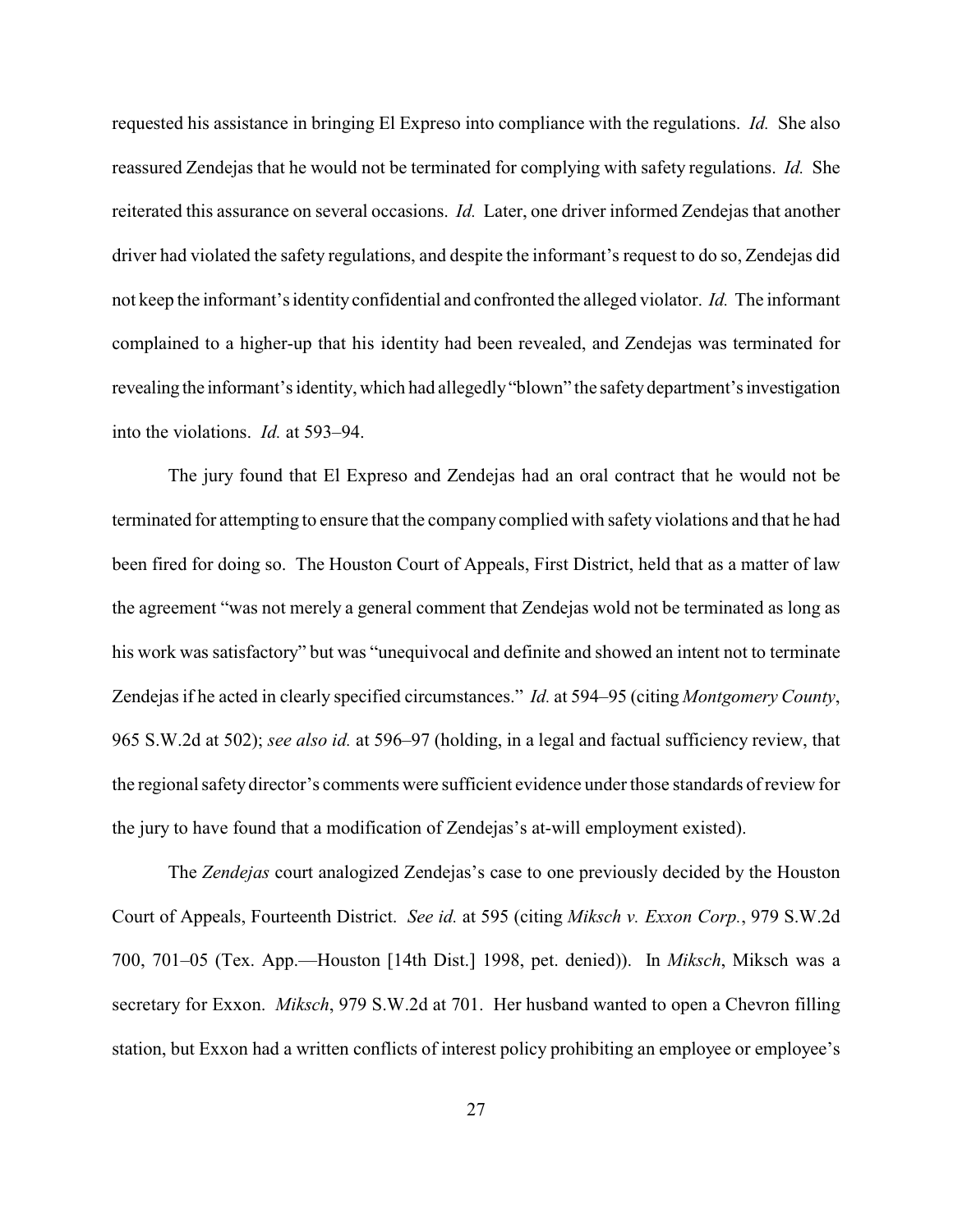requested his assistance in bringing El Expreso into compliance with the regulations. *Id.* She also reassured Zendejas that he would not be terminated for complying with safety regulations. *Id.* She reiterated this assurance on several occasions. *Id.* Later, one driver informed Zendejas that another driver had violated the safety regulations, and despite the informant's request to do so, Zendejas did not keep the informant's identity confidential and confronted the alleged violator. *Id.* The informant complained to a higher-up that his identity had been revealed, and Zendejas was terminated for revealing the informant's identity, which had allegedly "blown" the safety department's investigation into the violations. *Id.* at 593–94.

The jury found that El Expreso and Zendejas had an oral contract that he would not be terminated for attempting to ensure that the company complied with safety violations and that he had been fired for doing so. The Houston Court of Appeals, First District, held that as a matter of law the agreement "was not merely a general comment that Zendejas wold not be terminated as long as his work was satisfactory" but was "unequivocal and definite and showed an intent not to terminate Zendejas if he acted in clearly specified circumstances." *Id.* at 594–95 (citing *Montgomery County*, 965 S.W.2d at 502); *see also id.* at 596–97 (holding, in a legal and factual sufficiency review, that the regional safety director's comments were sufficient evidence under those standards of review for the jury to have found that a modification of Zendejas's at-will employment existed).

The *Zendejas* court analogized Zendejas's case to one previously decided by the Houston Court of Appeals, Fourteenth District. *See id.* at 595 (citing *Miksch v. Exxon Corp.*, 979 S.W.2d 700, 701–05 (Tex. App.—Houston [14th Dist.] 1998, pet. denied)). In *Miksch*, Miksch was a secretary for Exxon. *Miksch*, 979 S.W.2d at 701. Her husband wanted to open a Chevron filling station, but Exxon had a written conflicts of interest policy prohibiting an employee or employee's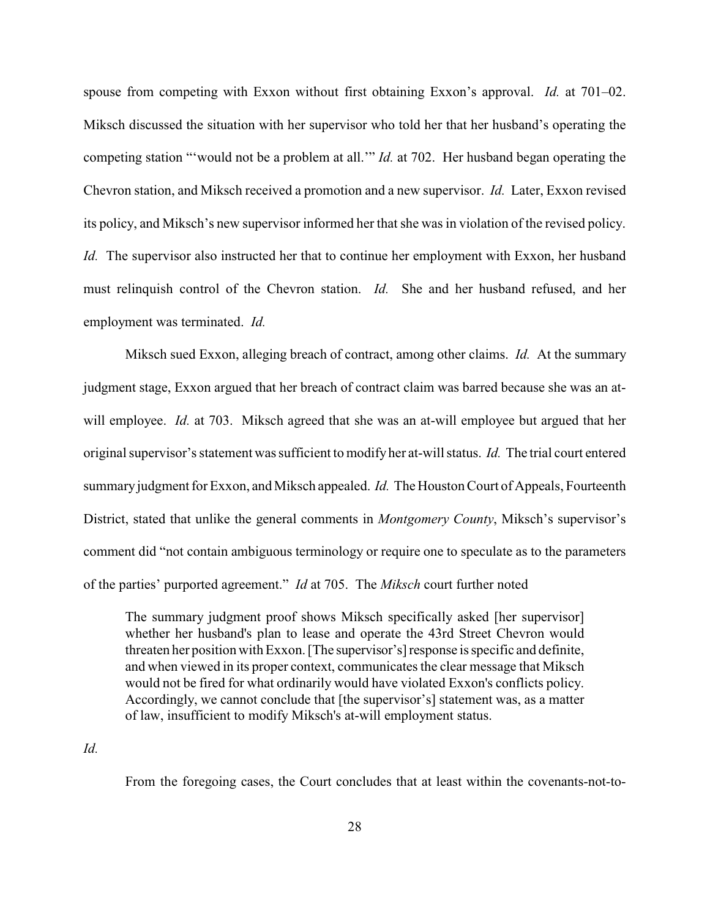spouse from competing with Exxon without first obtaining Exxon's approval. *Id.* at 701–02. Miksch discussed the situation with her supervisor who told her that her husband's operating the competing station "'would not be a problem at all.'" *Id.* at 702. Her husband began operating the Chevron station, and Miksch received a promotion and a new supervisor. *Id.* Later, Exxon revised its policy, and Miksch's new supervisor informed her that she was in violation of the revised policy. *Id.* The supervisor also instructed her that to continue her employment with Exxon, her husband must relinquish control of the Chevron station. *Id.* She and her husband refused, and her employment was terminated. *Id.*

Miksch sued Exxon, alleging breach of contract, among other claims. *Id.* At the summary judgment stage, Exxon argued that her breach of contract claim was barred because she was an at-will employee. *Id.* at 703. Miksch agreed that she was an at-will employee but argued that her original supervisor's statement was sufficient to modify her at-will status. *Id.* The trial court entered summary judgment for Exxon, and Miksch appealed. *Id.* The Houston Court of Appeals, Fourteenth District, stated that unlike the general comments in *Montgomery County*, Miksch's supervisor's comment did "not contain ambiguous terminology or require one to speculate as to the parameters of the parties' purported agreement." *Id* at 705. The *Miksch* court further noted

> The summary judgment proof shows Miksch specifically asked [her supervisor] whether her husband's plan to lease and operate the 43rd Street Chevron would threaten her position with Exxon. [The supervisor's] response is specific and definite, and when viewed in its proper context, communicates the clear message that Miksch would not be fired for what ordinarily would have violated Exxon's conflicts policy. Accordingly, we cannot conclude that [the supervisor's] statement was, as a matter of law, insufficient to modify Miksch's at-will employment status.

*Id.*

From the foregoing cases, the Court concludes that at least within the covenants-not-to-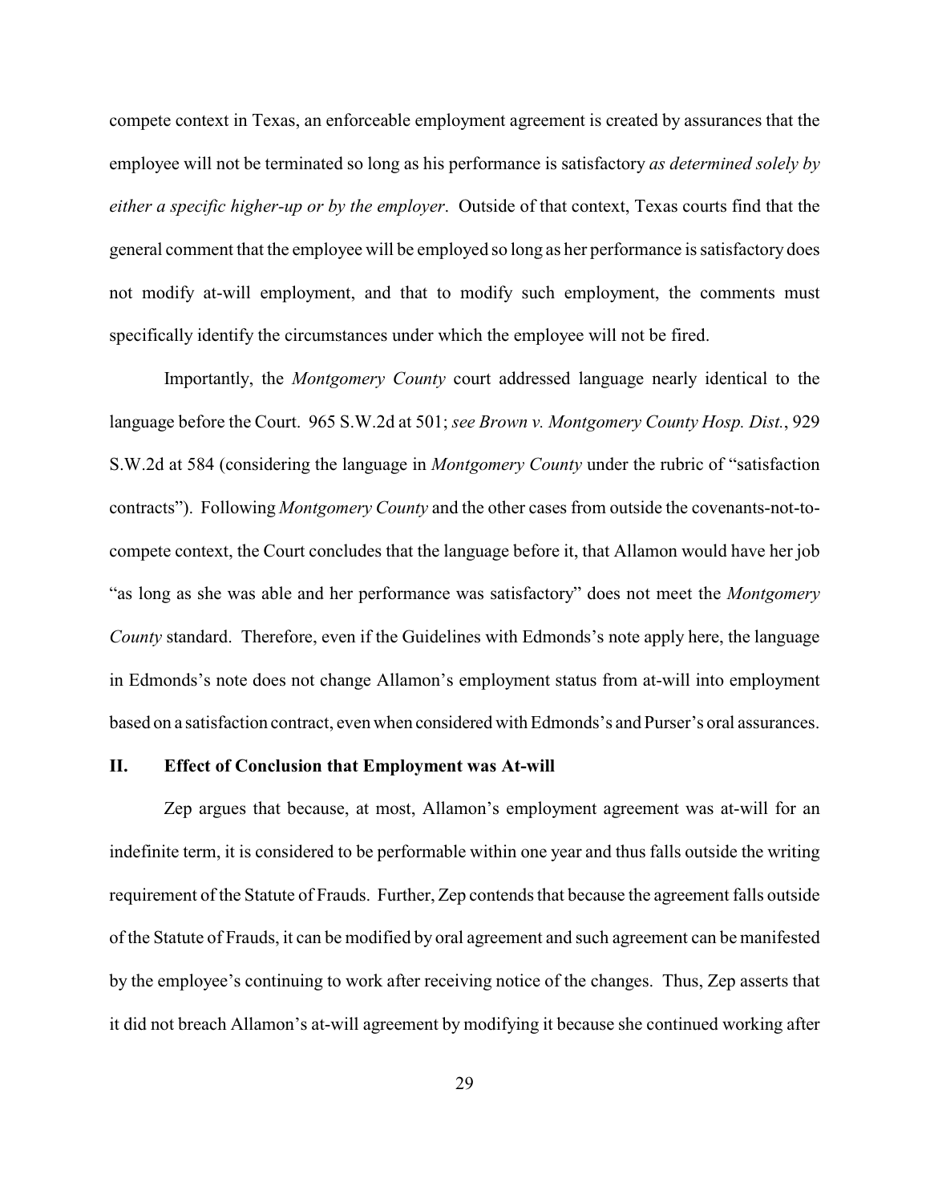compete context in Texas, an enforceable employment agreement is created by assurances that the employee will not be terminated so long as his performance is satisfactory *as determined solely by either a specific higher-up or by the employer*. Outside of that context, Texas courts find that the general comment that the employee will be employed so long as her performance is satisfactory does not modify at-will employment, and that to modify such employment, the comments must specifically identify the circumstances under which the employee will not be fired.

Importantly, the *Montgomery County* court addressed language nearly identical to the language before the Court. 965 S.W.2d at 501; *see Brown v. Montgomery County Hosp. Dist.*, 929 S.W.2d at 584 (considering the language in *Montgomery County* under the rubric of "satisfaction contracts"). Following *Montgomery County* and the other cases from outside the covenants-not-to-compete context, the Court concludes that the language before it, that Allamon would have her job "as long as she was able and her performance was satisfactory" does not meet the *Montgomery County* standard. Therefore, even if the Guidelines with Edmonds's note apply here, the language in Edmonds's note does not change Allamon's employment status from at-will into employment based on a satisfaction contract, even when considered with Edmonds's and Purser's oral assurances.

## II. Effect of Conclusion that Employment was At-will

Zep argues that because, at most, Allamon's employment agreement was at-will for an indefinite term, it is considered to be performable within one year and thus falls outside the writing requirement of the Statute of Frauds. Further, Zep contends that because the agreement falls outside of the Statute of Frauds, it can be modified by oral agreement and such agreement can be manifested by the employee's continuing to work after receiving notice of the changes. Thus, Zep asserts that it did not breach Allamon's at-will agreement by modifying it because she continued working after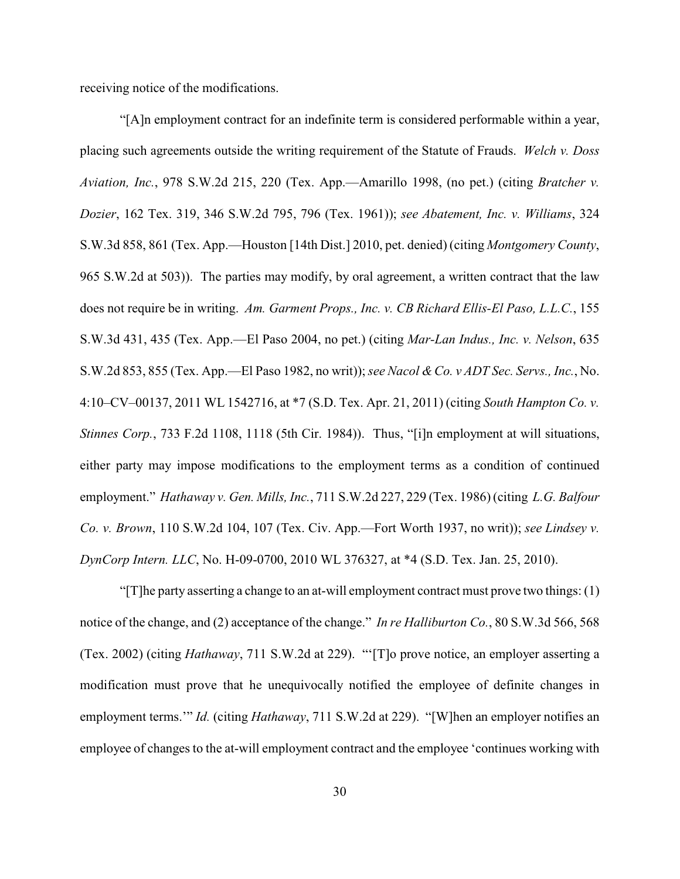receiving notice of the modifications.

"[A]n employment contract for an indefinite term is considered performable within a year, placing such agreements outside the writing requirement of the Statute of Frauds. *Welch v. Doss Aviation, Inc.*, 978 S.W.2d 215, 220 (Tex. App.—Amarillo 1998, (no pet.) (citing *Bratcher v. Dozier*, 162 Tex. 319, 346 S.W.2d 795, 796 (Tex. 1961)); *see Abatement, Inc. v. Williams*, 324 S.W.3d 858, 861 (Tex. App.—Houston [14th Dist.] 2010, pet. denied) (citing *Montgomery County*, 965 S.W.2d at 503)). The parties may modify, by oral agreement, a written contract that the law does not require be in writing. *Am. Garment Props., Inc. v. CB Richard Ellis-El Paso, L.L.C.*, 155 S.W.3d 431, 435 (Tex. App.—El Paso 2004, no pet.) (citing *Mar-Lan Indus., Inc. v. Nelson*, 635 S.W.2d 853, 855 (Tex. App.—El Paso 1982, no writ)); *see Nacol & Co. v ADT Sec. Servs., Inc.*, No. 4:10–CV–00137, 2011 WL 1542716, at *7 (S.D. Tex. Apr. 21, 2011) (citing *South Hampton Co. v. Stinnes Corp.*, 733 F.2d 1108, 1118 (5th Cir. 1984)). Thus, "[i]n employment at will situations, either party may impose modifications to the employment terms as a condition of continued employment." *Hathaway v. Gen. Mills, Inc.*, 711 S.W.2d 227, 229 (Tex. 1986) (citing *L.G. Balfour Co. v. Brown*, 110 S.W.2d 104, 107 (Tex. Civ. App.—Fort Worth 1937, no writ)); *see Lindsey v. DynCorp Intern. LLC*, No. H-09-0700, 2010 WL 376327, at *4 (S.D. Tex. Jan. 25, 2010).

"[T]he party asserting a change to an at-will employment contract must prove two things: (1) notice of the change, and (2) acceptance of the change." *In re Halliburton Co.*, 80 S.W.3d 566, 568 (Tex. 2002) (citing *Hathaway*, 711 S.W.2d at 229). "'[T]o prove notice, an employer asserting a modification must prove that he unequivocally notified the employee of definite changes in employment terms.'" *Id.* (citing *Hathaway*, 711 S.W.2d at 229). "[W]hen an employer notifies an employee of changes to the at-will employment contract and the employee 'continues working with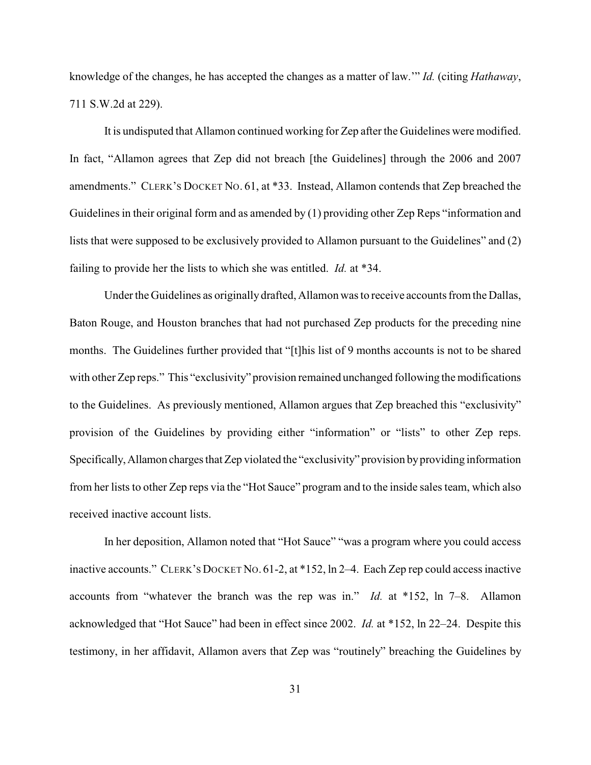knowledge of the changes, he has accepted the changes as a matter of law.'" *Id.* (citing *Hathaway*, 711 S.W.2d at 229).

It is undisputed that Allamon continued working for Zep after the Guidelines were modified. In fact, "Allamon agrees that Zep did not breach [the Guidelines] through the 2006 and 2007 amendments." CLERK'S DOCKET NO. 61, at *33. Instead, Allamon contends that Zep breached the Guidelines in their original form and as amended by (1) providing other Zep Reps "information and lists that were supposed to be exclusively provided to Allamon pursuant to the Guidelines" and (2) failing to provide her the lists to which she was entitled. *Id.* at *34.

Under the Guidelines as originally drafted, Allamon was to receive accounts from the Dallas, Baton Rouge, and Houston branches that had not purchased Zep products for the preceding nine months. The Guidelines further provided that "[t]his list of 9 months accounts is not to be shared with other Zep reps." This "exclusivity" provision remained unchanged following the modifications to the Guidelines. As previously mentioned, Allamon argues that Zep breached this "exclusivity" provision of the Guidelines by providing either "information" or "lists" to other Zep reps. Specifically, Allamon charges that Zep violated the "exclusivity" provision by providing information from her lists to other Zep reps via the "Hot Sauce" program and to the inside sales team, which also received inactive account lists.

In her deposition, Allamon noted that "Hot Sauce" "was a program where you could access inactive accounts." CLERK'S DOCKET NO. 61-2, at *152, ln 2–4. Each Zep rep could access inactive accounts from "whatever the branch was the rep was in." *Id.* at *152, ln 7–8. Allamon acknowledged that "Hot Sauce" had been in effect since 2002. *Id.* at *152, ln 22–24. Despite this testimony, in her affidavit, Allamon avers that Zep was "routinely" breaching the Guidelines by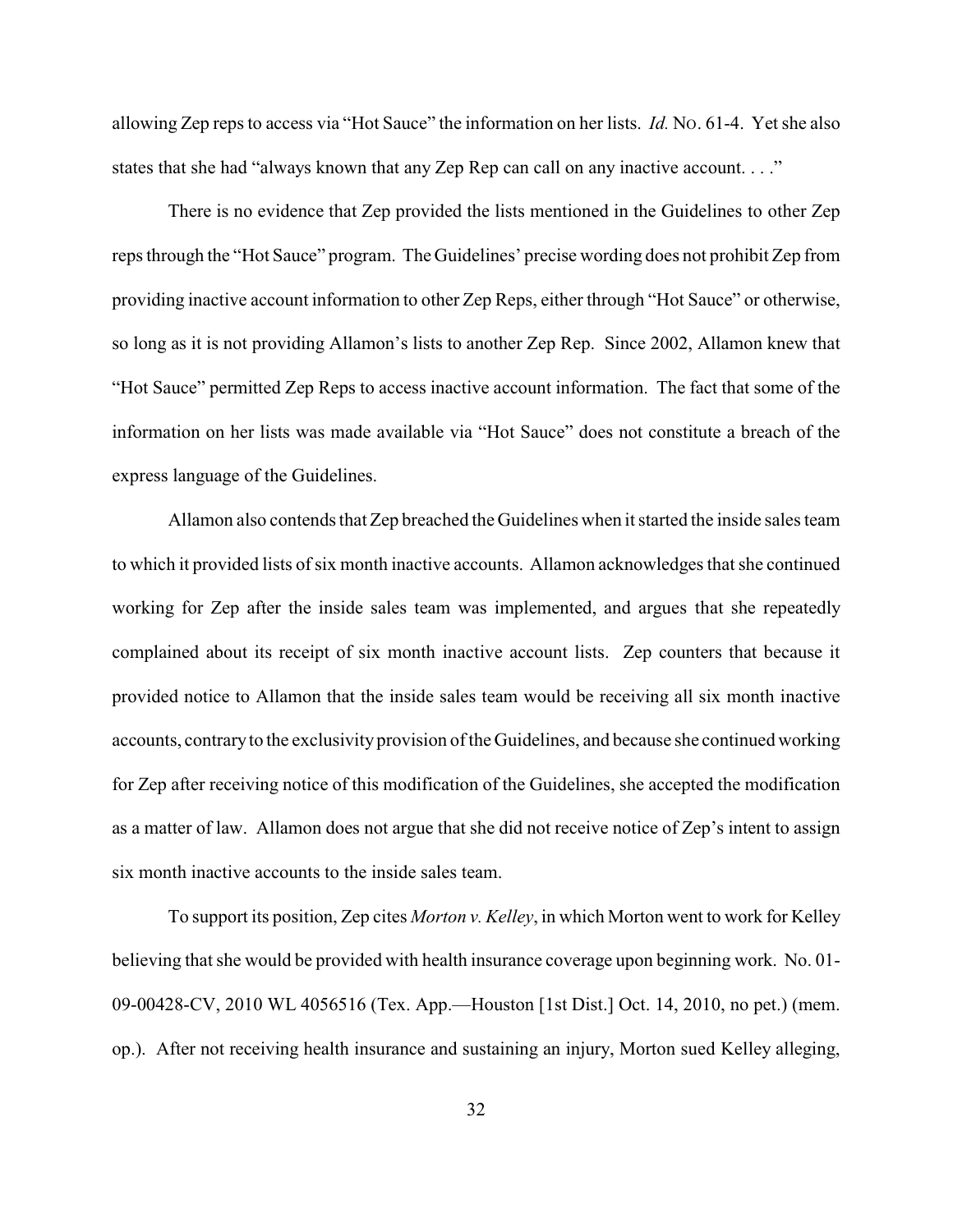allowing Zep reps to access via "Hot Sauce" the information on her lists. *Id.* NO. 61-4. Yet she also states that she had "always known that any Zep Rep can call on any inactive account. . . ."

There is no evidence that Zep provided the lists mentioned in the Guidelines to other Zep reps through the "Hot Sauce" program. The Guidelines' precise wording does not prohibit Zep from providing inactive account information to other Zep Reps, either through "Hot Sauce" or otherwise, so long as it is not providing Allamon's lists to another Zep Rep. Since 2002, Allamon knew that "Hot Sauce" permitted Zep Reps to access inactive account information. The fact that some of the information on her lists was made available via "Hot Sauce" does not constitute a breach of the express language of the Guidelines.

Allamon also contends that Zep breached the Guidelines when it started the inside sales team to which it provided lists of six month inactive accounts. Allamon acknowledges that she continued working for Zep after the inside sales team was implemented, and argues that she repeatedly complained about its receipt of six month inactive account lists. Zep counters that because it provided notice to Allamon that the inside sales team would be receiving all six month inactive accounts, contrary to the exclusivity provision of the Guidelines, and because she continued working for Zep after receiving notice of this modification of the Guidelines, she accepted the modification as a matter of law. Allamon does not argue that she did not receive notice of Zep's intent to assign six month inactive accounts to the inside sales team.

To support its position, Zep cites *Morton v. Kelley*, in which Morton went to work for Kelley believing that she would be provided with health insurance coverage upon beginning work. No. 01-09-00428-CV, 2010 WL 4056516 (Tex. App.—Houston [1st Dist.] Oct. 14, 2010, no pet.) (mem. op.). After not receiving health insurance and sustaining an injury, Morton sued Kelley alleging,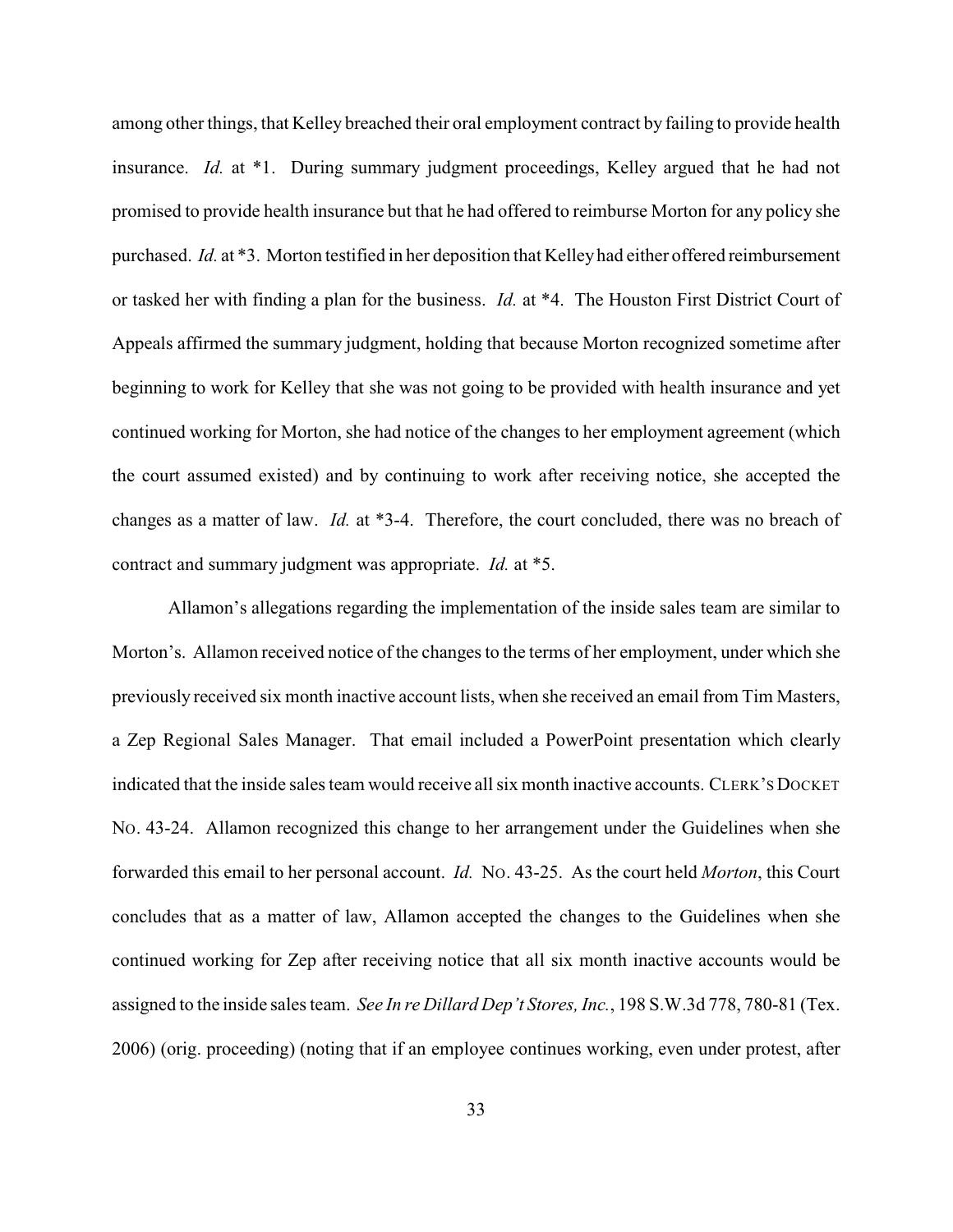among other things, that Kelley breached their oral employment contract by failing to provide health insurance. *Id.* at *1. During summary judgment proceedings, Kelley argued that he had not promised to provide health insurance but that he had offered to reimburse Morton for any policy she purchased. *Id.* at *3. Morton testified in her deposition that Kelley had either offered reimbursement or tasked her with finding a plan for the business. *Id.* at *4. The Houston First District Court of Appeals affirmed the summary judgment, holding that because Morton recognized sometime after beginning to work for Kelley that she was not going to be provided with health insurance and yet continued working for Morton, she had notice of the changes to her employment agreement (which the court assumed existed) and by continuing to work after receiving notice, she accepted the changes as a matter of law. *Id.* at *3-4. Therefore, the court concluded, there was no breach of contract and summary judgment was appropriate. *Id.* at *5.

Allamon's allegations regarding the implementation of the inside sales team are similar to Morton's. Allamon received notice of the changes to the terms of her employment, under which she previously received six month inactive account lists, when she received an email from Tim Masters, a Zep Regional Sales Manager. That email included a PowerPoint presentation which clearly indicated that the inside sales team would receive all six month inactive accounts. CLERK'S DOCKET NO. 43-24. Allamon recognized this change to her arrangement under the Guidelines when she forwarded this email to her personal account. *Id.* NO. 43-25. As the court held *Morton*, this Court concludes that as a matter of law, Allamon accepted the changes to the Guidelines when she continued working for Zep after receiving notice that all six month inactive accounts would be assigned to the inside sales team. *See In re Dillard Dep't Stores, Inc.*, 198 S.W.3d 778, 780-81 (Tex. 2006) (orig. proceeding) (noting that if an employee continues working, even under protest, after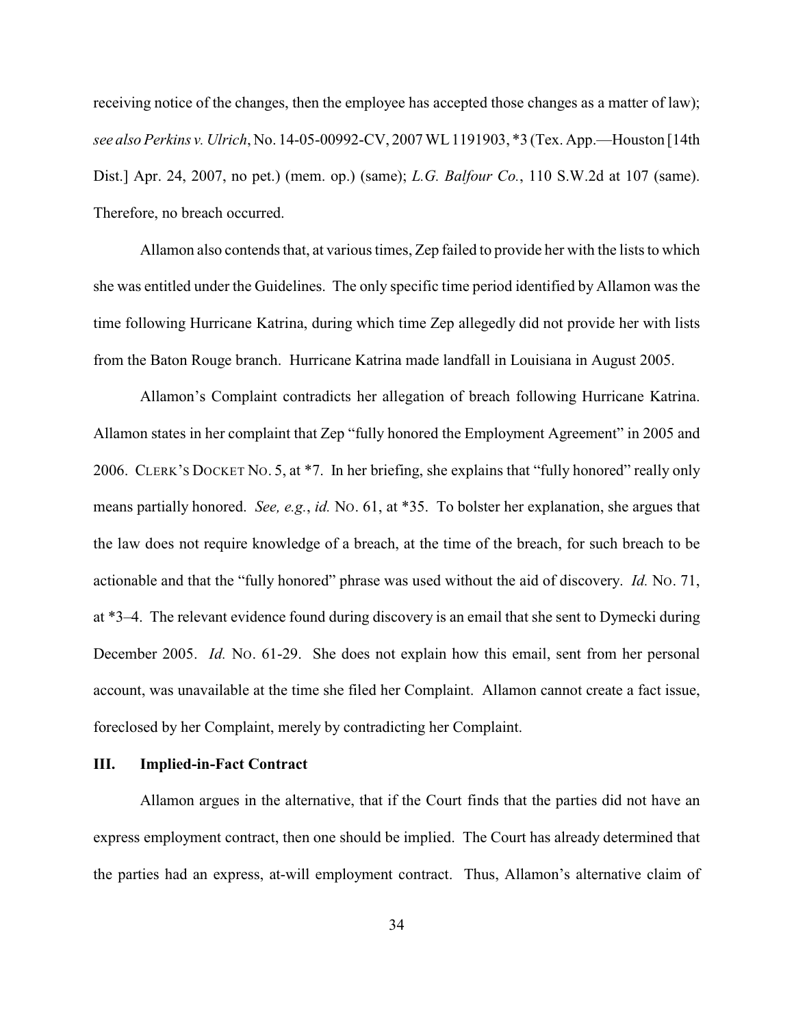receiving notice of the changes, then the employee has accepted those changes as a matter of law); *see also Perkins v. Ulrich*, No. 14-05-00992-CV, 2007 WL 1191903, *3 (Tex. App.—Houston [14th Dist.] Apr. 24, 2007, no pet.) (mem. op.) (same); *L.G. Balfour Co.*, 110 S.W.2d at 107 (same). Therefore, no breach occurred.

Allamon also contends that, at various times, Zep failed to provide her with the lists to which she was entitled under the Guidelines. The only specific time period identified by Allamon was the time following Hurricane Katrina, during which time Zep allegedly did not provide her with lists from the Baton Rouge branch. Hurricane Katrina made landfall in Louisiana in August 2005.

Allamon's Complaint contradicts her allegation of breach following Hurricane Katrina. Allamon states in her complaint that Zep "fully honored the Employment Agreement" in 2005 and 2006. CLERK'S DOCKET NO. 5, at *7. In her briefing, she explains that "fully honored" really only means partially honored. *See, e.g.*, *id.* NO. 61, at *35. To bolster her explanation, she argues that the law does not require knowledge of a breach, at the time of the breach, for such breach to be actionable and that the "fully honored" phrase was used without the aid of discovery. *Id.* NO. 71, at *3–4. The relevant evidence found during discovery is an email that she sent to Dymecki during December 2005. *Id.* NO. 61-29. She does not explain how this email, sent from her personal account, was unavailable at the time she filed her Complaint. Allamon cannot create a fact issue, foreclosed by her Complaint, merely by contradicting her Complaint.

## III. Implied-in-Fact Contract

Allamon argues in the alternative, that if the Court finds that the parties did not have an express employment contract, then one should be implied. The Court has already determined that the parties had an express, at-will employment contract. Thus, Allamon's alternative claim of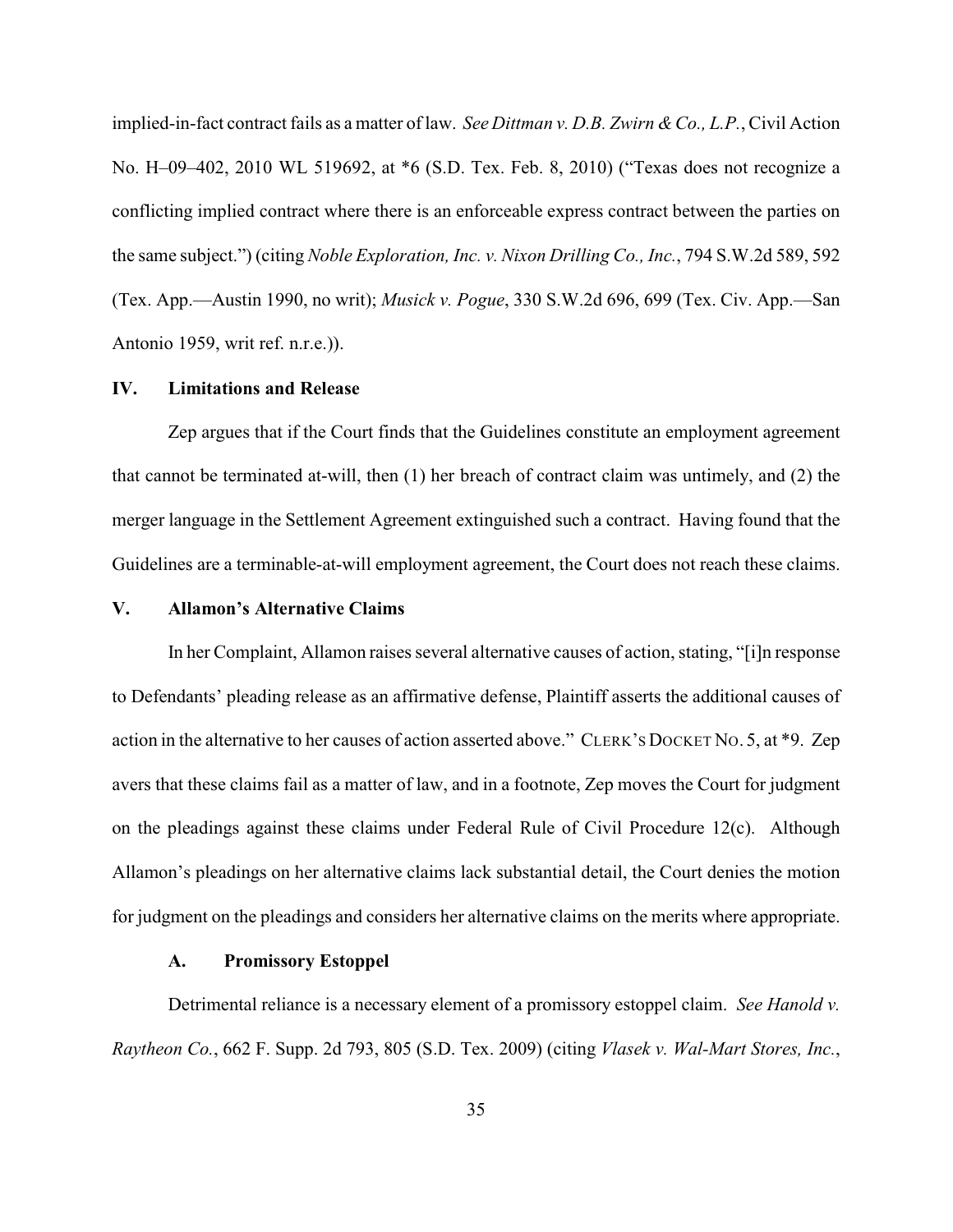implied-in-fact contract fails as a matter of law. *See Dittman v. D.B. Zwirn & Co., L.P.*, Civil Action No. H–09–402, 2010 WL 519692, at *6 (S.D. Tex. Feb. 8, 2010) ("Texas does not recognize a conflicting implied contract where there is an enforceable express contract between the parties on the same subject.") (citing *Noble Exploration, Inc. v. Nixon Drilling Co., Inc.*, 794 S.W.2d 589, 592 (Tex. App.—Austin 1990, no writ); *Musick v. Pogue*, 330 S.W.2d 696, 699 (Tex. Civ. App.—San Antonio 1959, writ ref. n.r.e.)).

## IV. Limitations and Release

Zep argues that if the Court finds that the Guidelines constitute an employment agreement that cannot be terminated at-will, then (1) her breach of contract claim was untimely, and (2) the merger language in the Settlement Agreement extinguished such a contract. Having found that the Guidelines are a terminable-at-will employment agreement, the Court does not reach these claims.

## V. Allamon's Alternative Claims

In her Complaint, Allamon raises several alternative causes of action, stating, "[i]n response to Defendants' pleading release as an affirmative defense, Plaintiff asserts the additional causes of action in the alternative to her causes of action asserted above." CLERK'S DOCKET NO. 5, at *9. Zep avers that these claims fail as a matter of law, and in a footnote, Zep moves the Court for judgment on the pleadings against these claims under Federal Rule of Civil Procedure 12(c). Although Allamon's pleadings on her alternative claims lack substantial detail, the Court denies the motion for judgment on the pleadings and considers her alternative claims on the merits where appropriate.

### A. Promissory Estoppel

Detrimental reliance is a necessary element of a promissory estoppel claim. *See Hanold v. Raytheon Co.*, 662 F. Supp. 2d 793, 805 (S.D. Tex. 2009) (citing *Vlasek v. Wal-Mart Stores, Inc.*,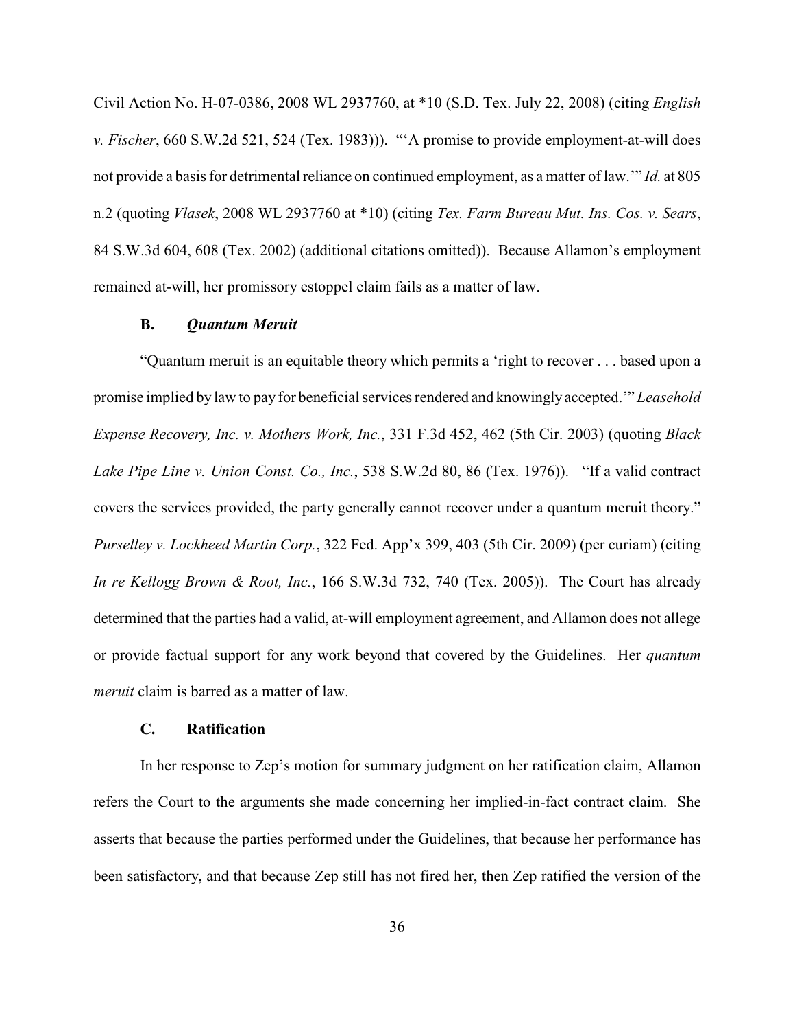Civil Action No. H-07-0386, 2008 WL 2937760, at *10 (S.D. Tex. July 22, 2008) (citing *English v. Fischer*, 660 S.W.2d 521, 524 (Tex. 1983))). "'A promise to provide employment-at-will does not provide a basis for detrimental reliance on continued employment, as a matter of law.'" *Id.* at 805 n.2 (quoting *Vlasek*, 2008 WL 2937760 at *10) (citing *Tex. Farm Bureau Mut. Ins. Cos. v. Sears*, 84 S.W.3d 604, 608 (Tex. 2002) (additional citations omitted)). Because Allamon's employment remained at-will, her promissory estoppel claim fails as a matter of law.

### B. *Quantum Meruit*

"Quantum meruit is an equitable theory which permits a 'right to recover . . . based upon a promise implied by law to pay for beneficial services rendered and knowingly accepted.'" *Leasehold Expense Recovery, Inc. v. Mothers Work, Inc.*, 331 F.3d 452, 462 (5th Cir. 2003) (quoting *Black Lake Pipe Line v. Union Const. Co., Inc.*, 538 S.W.2d 80, 86 (Tex. 1976)). "If a valid contract covers the services provided, the party generally cannot recover under a quantum meruit theory." *Purselley v. Lockheed Martin Corp.*, 322 Fed. App'x 399, 403 (5th Cir. 2009) (per curiam) (citing *In re Kellogg Brown & Root, Inc.*, 166 S.W.3d 732, 740 (Tex. 2005)). The Court has already determined that the parties had a valid, at-will employment agreement, and Allamon does not allege or provide factual support for any work beyond that covered by the Guidelines. Her *quantum meruit* claim is barred as a matter of law.

### C. Ratification

In her response to Zep's motion for summary judgment on her ratification claim, Allamon refers the Court to the arguments she made concerning her implied-in-fact contract claim. She asserts that because the parties performed under the Guidelines, that because her performance has been satisfactory, and that because Zep still has not fired her, then Zep ratified the version of the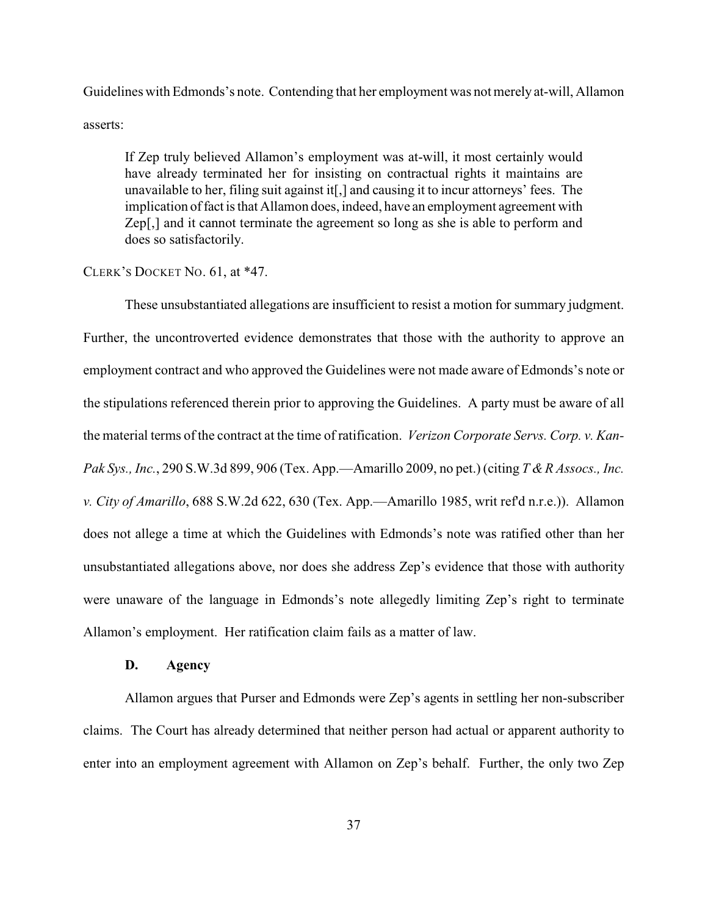Guidelines with Edmonds's note. Contending that her employment was not merely at-will, Allamon asserts:

> If Zep truly believed Allamon's employment was at-will, it most certainly would have already terminated her for insisting on contractual rights it maintains are unavailable to her, filing suit against it[,] and causing it to incur attorneys' fees. The implication of fact is that Allamon does, indeed, have an employment agreement with Zep[,] and it cannot terminate the agreement so long as she is able to perform and does so satisfactorily.

CLERK'S DOCKET NO. 61, at *47.

These unsubstantiated allegations are insufficient to resist a motion for summary judgment. Further, the uncontroverted evidence demonstrates that those with the authority to approve an employment contract and who approved the Guidelines were not made aware of Edmonds's note or the stipulations referenced therein prior to approving the Guidelines. A party must be aware of all the material terms of the contract at the time of ratification. *Verizon Corporate Servs. Corp. v. Kan-Pak Sys., Inc.*, 290 S.W.3d 899, 906 (Tex. App.—Amarillo 2009, no pet.) (citing *T & R Assocs., Inc. v. City of Amarillo*, 688 S.W.2d 622, 630 (Tex. App.—Amarillo 1985, writ ref'd n.r.e.)). Allamon does not allege a time at which the Guidelines with Edmonds's note was ratified other than her unsubstantiated allegations above, nor does she address Zep's evidence that those with authority were unaware of the language in Edmonds's note allegedly limiting Zep's right to terminate Allamon's employment. Her ratification claim fails as a matter of law.

### D. Agency

Allamon argues that Purser and Edmonds were Zep's agents in settling her non-subscriber claims. The Court has already determined that neither person had actual or apparent authority to enter into an employment agreement with Allamon on Zep's behalf. Further, the only two Zep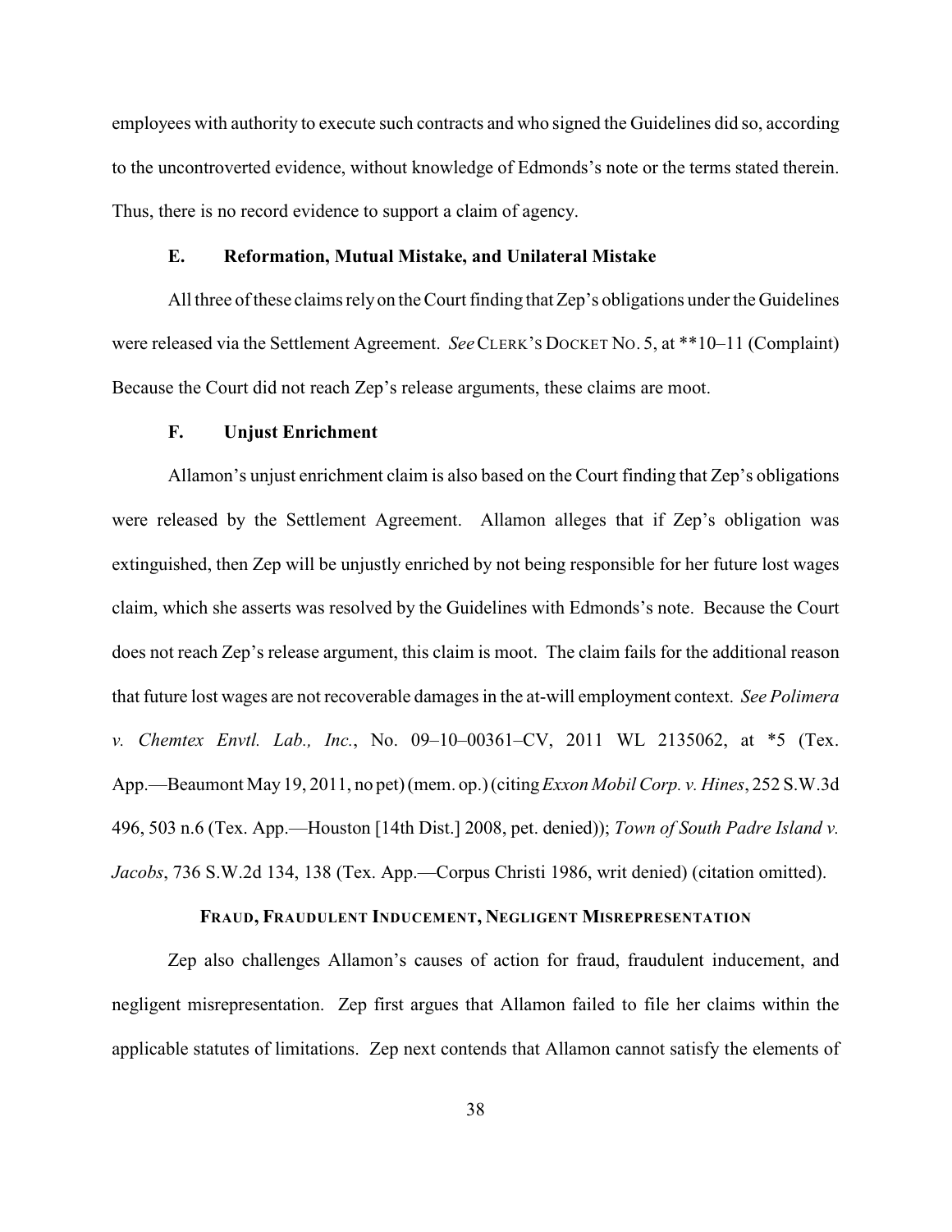employees with authority to execute such contracts and who signed the Guidelines did so, according to the uncontroverted evidence, without knowledge of Edmonds's note or the terms stated therein. Thus, there is no record evidence to support a claim of agency.

### E. Reformation, Mutual Mistake, and Unilateral Mistake

All three of these claims rely on the Court finding that Zep's obligations under the Guidelines were released via the Settlement Agreement. *See* CLERK'S DOCKET NO. 5, at **10–11 (Complaint) Because the Court did not reach Zep's release arguments, these claims are moot.

### F. Unjust Enrichment

Allamon's unjust enrichment claim is also based on the Court finding that Zep's obligations were released by the Settlement Agreement. Allamon alleges that if Zep's obligation was extinguished, then Zep will be unjustly enriched by not being responsible for her future lost wages claim, which she asserts was resolved by the Guidelines with Edmonds's note. Because the Court does not reach Zep's release argument, this claim is moot. The claim fails for the additional reason that future lost wages are not recoverable damages in the at-will employment context. *See Polimera v. Chemtex Envtl. Lab., Inc.*, No. 09–10–00361–CV, 2011 WL 2135062, at *5 (Tex. App.—Beaumont May 19, 2011, no pet) (mem. op.) (citing *Exxon Mobil Corp. v. Hines*, 252 S.W.3d 496, 503 n.6 (Tex. App.—Houston [14th Dist.] 2008, pet. denied)); *Town of South Padre Island v. Jacobs*, 736 S.W.2d 134, 138 (Tex. App.—Corpus Christi 1986, writ denied) (citation omitted).

## FRAUD, FRAUDULENT INDUCEMENT, NEGLIGENT MISREPRESENTATION

Zep also challenges Allamon's causes of action for fraud, fraudulent inducement, and negligent misrepresentation. Zep first argues that Allamon failed to file her claims within the applicable statutes of limitations. Zep next contends that Allamon cannot satisfy the elements of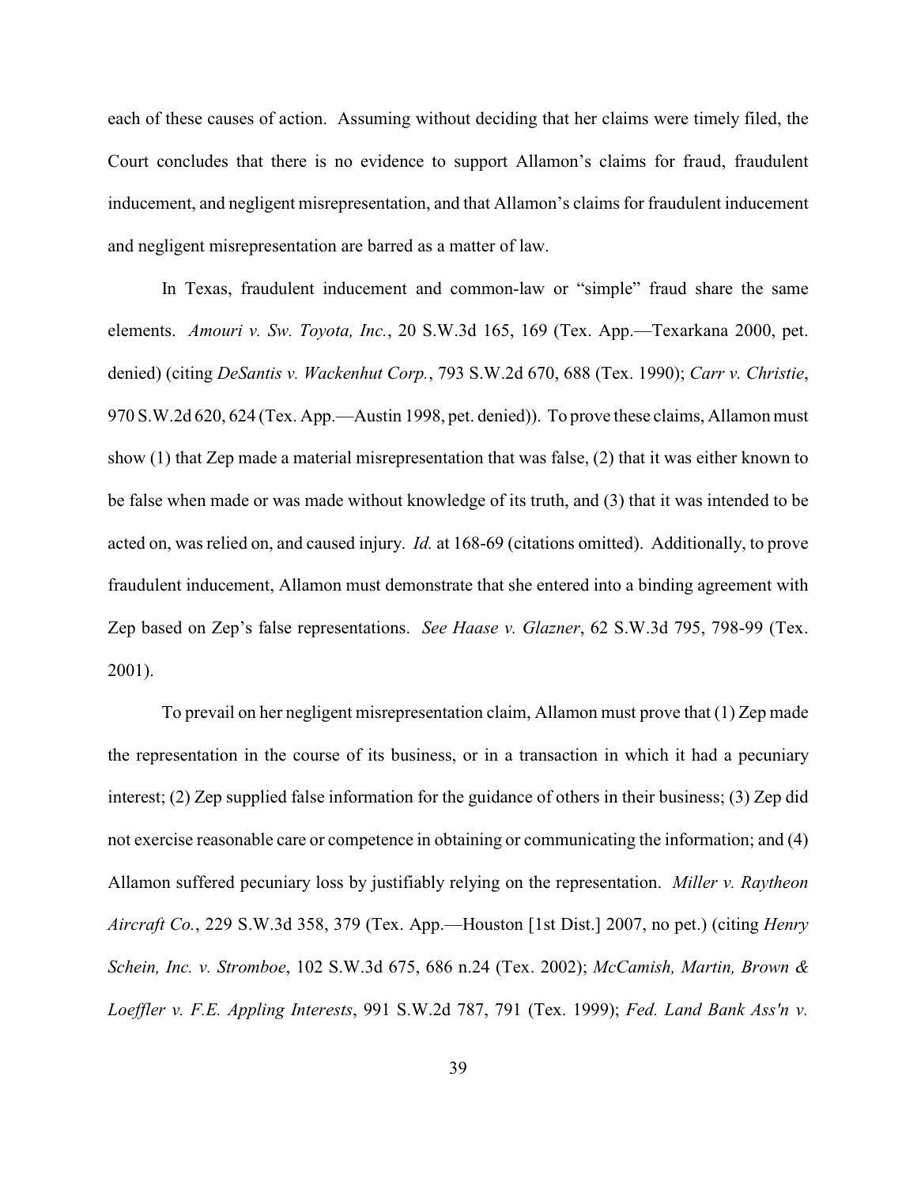each of these causes of action. Assuming without deciding that her claims were timely filed, the Court concludes that there is no evidence to support Allamon's claims for fraud, fraudulent inducement, and negligent misrepresentation, and that Allamon's claims for fraudulent inducement and negligent misrepresentation are barred as a matter of law.

In Texas, fraudulent inducement and common-law or "simple" fraud share the same elements. *Amouri v. Sw. Toyota, Inc.*, 20 S.W.3d 165, 169 (Tex. App.—Texarkana 2000, pet. denied) (citing *DeSantis v. Wackenhut Corp.*, 793 S.W.2d 670, 688 (Tex. 1990); *Carr v. Christie*, 970 S.W.2d 620, 624 (Tex. App.—Austin 1998, pet. denied)). To prove these claims, Allamon must show (1) that Zep made a material misrepresentation that was false, (2) that it was either known to be false when made or was made without knowledge of its truth, and (3) that it was intended to be acted on, was relied on, and caused injury. *Id.* at 168-69 (citations omitted). Additionally, to prove fraudulent inducement, Allamon must demonstrate that she entered into a binding agreement with Zep based on Zep's false representations. *See Haase v. Glazner*, 62 S.W.3d 795, 798-99 (Tex. 2001).

To prevail on her negligent misrepresentation claim, Allamon must prove that (1) Zep made the representation in the course of its business, or in a transaction in which it had a pecuniary interest; (2) Zep supplied false information for the guidance of others in their business; (3) Zep did not exercise reasonable care or competence in obtaining or communicating the information; and (4) Allamon suffered pecuniary loss by justifiably relying on the representation. *Miller v. Raytheon Aircraft Co.*, 229 S.W.3d 358, 379 (Tex. App.—Houston [1st Dist.] 2007, no pet.) (citing *Henry Schein, Inc. v. Stromboe*, 102 S.W.3d 675, 686 n.24 (Tex. 2002); *McCamish, Martin, Brown & Loeffler v. F.E. Appling Interests*, 991 S.W.2d 787, 791 (Tex. 1999); *Fed. Land Bank Ass'n v.*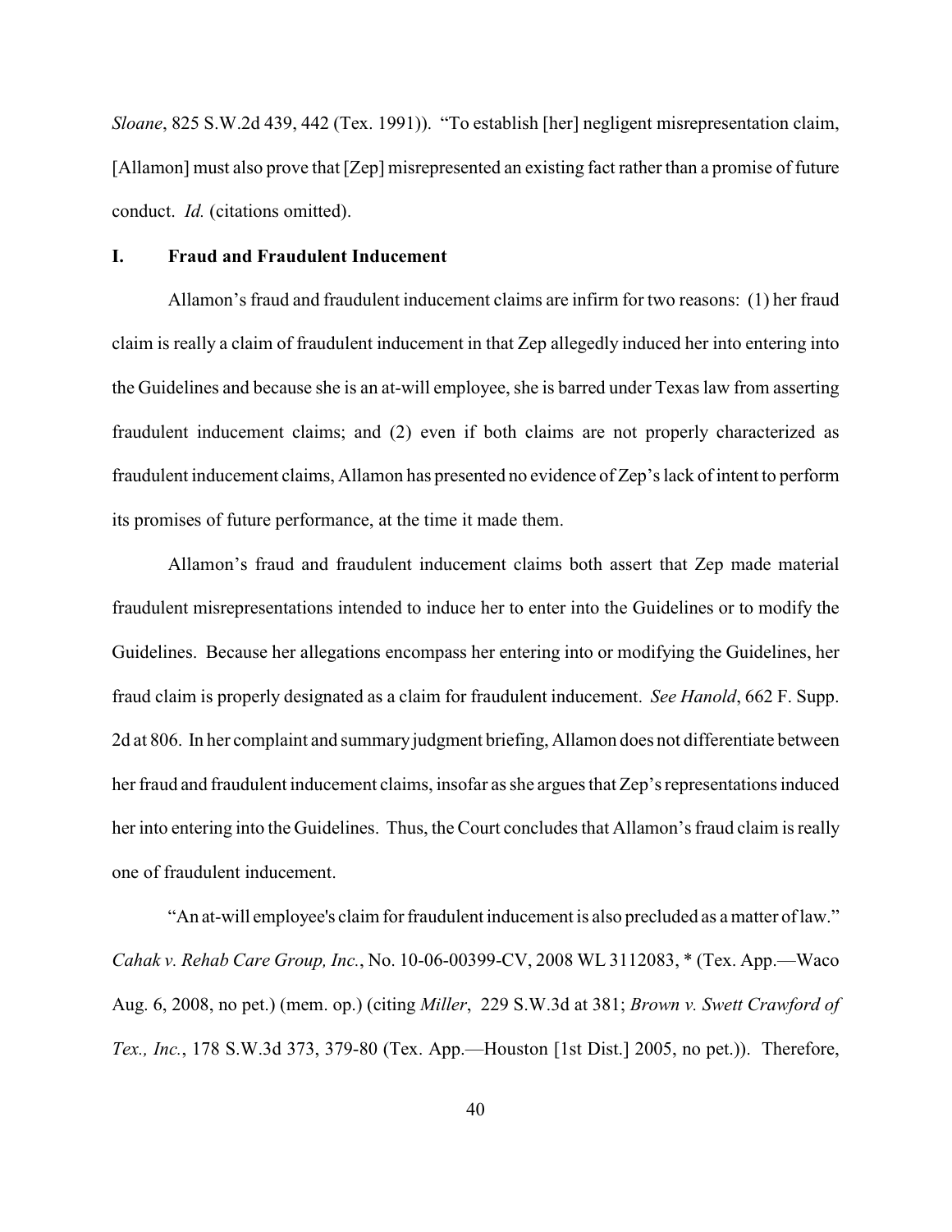*Sloane*, 825 S.W.2d 439, 442 (Tex. 1991)). "To establish [her] negligent misrepresentation claim, [Allamon] must also prove that [Zep] misrepresented an existing fact rather than a promise of future conduct. *Id.* (citations omitted).

## I. Fraud and Fraudulent Inducement

Allamon's fraud and fraudulent inducement claims are infirm for two reasons: (1) her fraud claim is really a claim of fraudulent inducement in that Zep allegedly induced her into entering into the Guidelines and because she is an at-will employee, she is barred under Texas law from asserting fraudulent inducement claims; and (2) even if both claims are not properly characterized as fraudulent inducement claims, Allamon has presented no evidence of Zep's lack of intent to perform its promises of future performance, at the time it made them.

Allamon's fraud and fraudulent inducement claims both assert that Zep made material fraudulent misrepresentations intended to induce her to enter into the Guidelines or to modify the Guidelines. Because her allegations encompass her entering into or modifying the Guidelines, her fraud claim is properly designated as a claim for fraudulent inducement. *See Hanold*, 662 F. Supp. 2d at 806. In her complaint and summary judgment briefing, Allamon does not differentiate between her fraud and fraudulent inducement claims, insofar as she argues that Zep's representations induced her into entering into the Guidelines. Thus, the Court concludes that Allamon's fraud claim is really one of fraudulent inducement.

"An at-will employee's claim for fraudulent inducement is also precluded as a matter of law." *Cahak v. Rehab Care Group, Inc.*, No. 10-06-00399-CV, 2008 WL 3112083, * (Tex. App.—Waco Aug. 6, 2008, no pet.) (mem. op.) (citing *Miller*, 229 S.W.3d at 381; *Brown v. Swett Crawford of Tex., Inc.*, 178 S.W.3d 373, 379-80 (Tex. App.—Houston [1st Dist.] 2005, no pet.)). Therefore,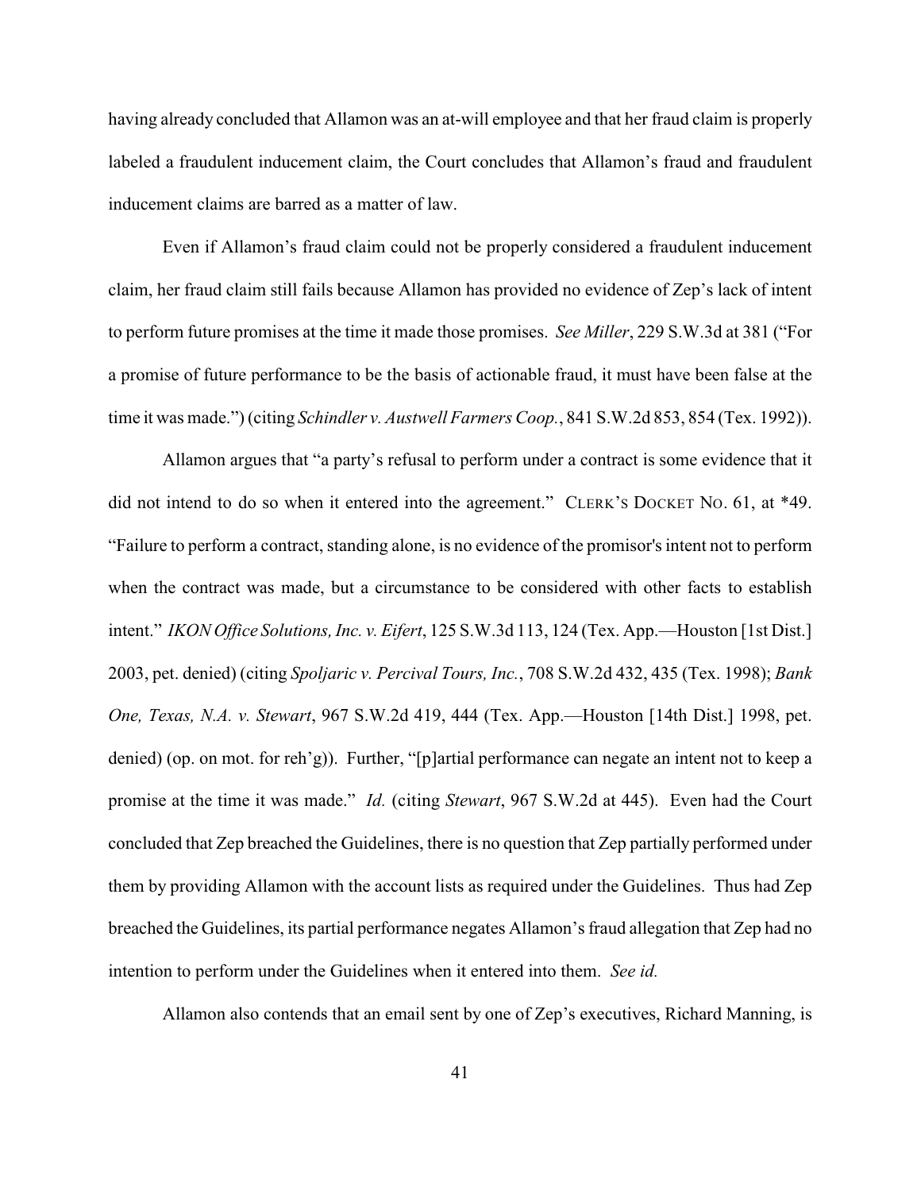having already concluded that Allamon was an at-will employee and that her fraud claim is properly labeled a fraudulent inducement claim, the Court concludes that Allamon's fraud and fraudulent inducement claims are barred as a matter of law.

Even if Allamon's fraud claim could not be properly considered a fraudulent inducement claim, her fraud claim still fails because Allamon has provided no evidence of Zep's lack of intent to perform future promises at the time it made those promises. *See Miller*, 229 S.W.3d at 381 ("For a promise of future performance to be the basis of actionable fraud, it must have been false at the time it was made.") (citing *Schindler v. Austwell Farmers Coop.*, 841 S.W.2d 853, 854 (Tex. 1992)).

Allamon argues that "a party's refusal to perform under a contract is some evidence that it did not intend to do so when it entered into the agreement." CLERK'S DOCKET NO. 61, at *49. "Failure to perform a contract, standing alone, is no evidence of the promisor's intent not to perform when the contract was made, but a circumstance to be considered with other facts to establish intent." *IKON Office Solutions, Inc. v. Eifert*, 125 S.W.3d 113, 124 (Tex. App.—Houston [1st Dist.] 2003, pet. denied) (citing *Spoljaric v. Percival Tours, Inc.*, 708 S.W.2d 432, 435 (Tex. 1998); *Bank One, Texas, N.A. v. Stewart*, 967 S.W.2d 419, 444 (Tex. App.—Houston [14th Dist.] 1998, pet. denied) (op. on mot. for reh'g)). Further, "[p]artial performance can negate an intent not to keep a promise at the time it was made." *Id.* (citing *Stewart*, 967 S.W.2d at 445). Even had the Court concluded that Zep breached the Guidelines, there is no question that Zep partially performed under them by providing Allamon with the account lists as required under the Guidelines. Thus had Zep breached the Guidelines, its partial performance negates Allamon's fraud allegation that Zep had no intention to perform under the Guidelines when it entered into them. *See id.*

Allamon also contends that an email sent by one of Zep's executives, Richard Manning, is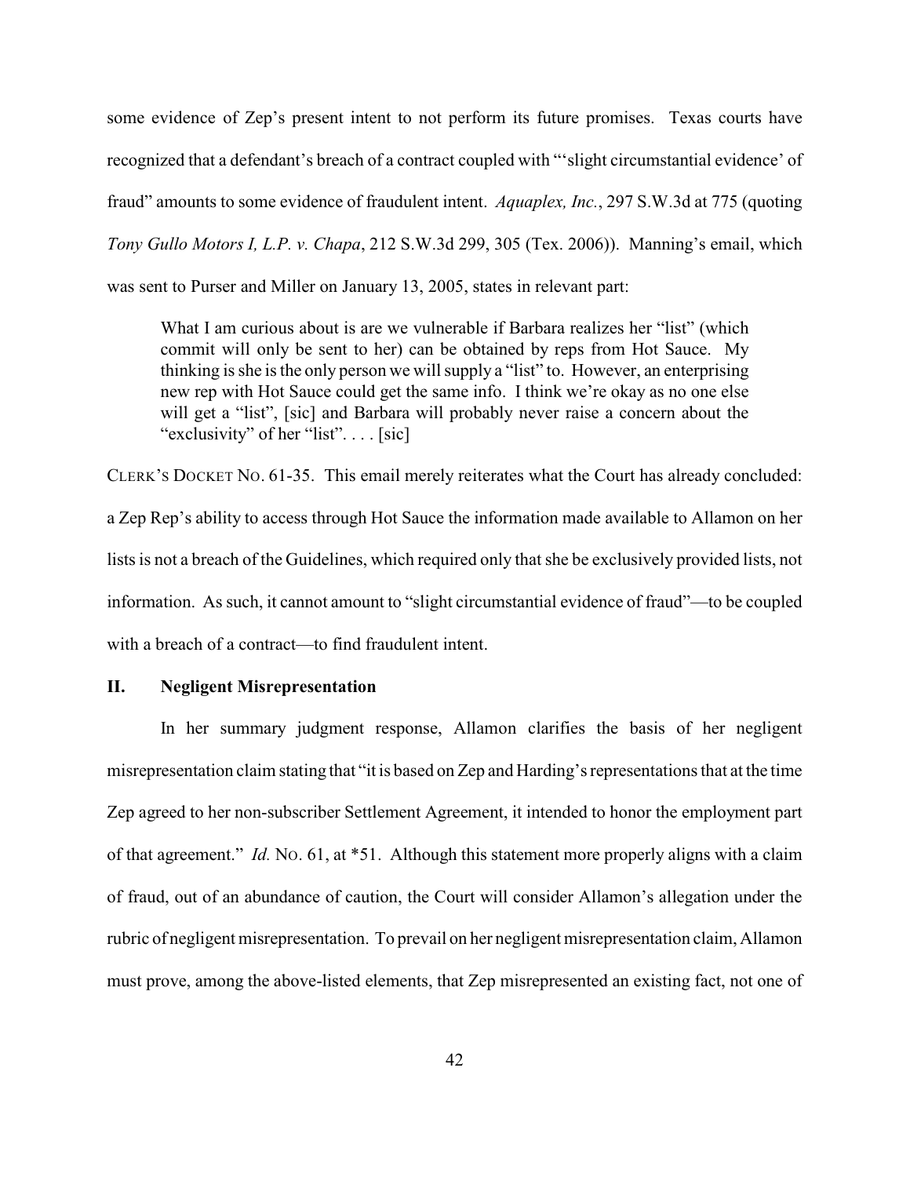some evidence of Zep's present intent to not perform its future promises. Texas courts have recognized that a defendant's breach of a contract coupled with "'slight circumstantial evidence' of fraud" amounts to some evidence of fraudulent intent. *Aquaplex, Inc.*, 297 S.W.3d at 775 (quoting *Tony Gullo Motors I, L.P. v. Chapa*, 212 S.W.3d 299, 305 (Tex. 2006)). Manning's email, which was sent to Purser and Miller on January 13, 2005, states in relevant part:

> What I am curious about is are we vulnerable if Barbara realizes her "list" (which commit will only be sent to her) can be obtained by reps from Hot Sauce. My thinking is she is the only person we will supply a "list" to. However, an enterprising new rep with Hot Sauce could get the same info. I think we're okay as no one else will get a "list", [sic] and Barbara will probably never raise a concern about the "exclusivity" of her "list". . . . [sic]

CLERK'S DOCKET NO. 61-35. This email merely reiterates what the Court has already concluded: a Zep Rep's ability to access through Hot Sauce the information made available to Allamon on her lists is not a breach of the Guidelines, which required only that she be exclusively provided lists, not information. As such, it cannot amount to "slight circumstantial evidence of fraud"—to be coupled with a breach of a contract—to find fraudulent intent.

## II. Negligent Misrepresentation

In her summary judgment response, Allamon clarifies the basis of her negligent misrepresentation claim stating that "it is based on Zep and Harding's representations that at the time Zep agreed to her non-subscriber Settlement Agreement, it intended to honor the employment part of that agreement." *Id.* NO. 61, at *51. Although this statement more properly aligns with a claim of fraud, out of an abundance of caution, the Court will consider Allamon's allegation under the rubric of negligent misrepresentation. To prevail on her negligent misrepresentation claim, Allamon must prove, among the above-listed elements, that Zep misrepresented an existing fact, not one of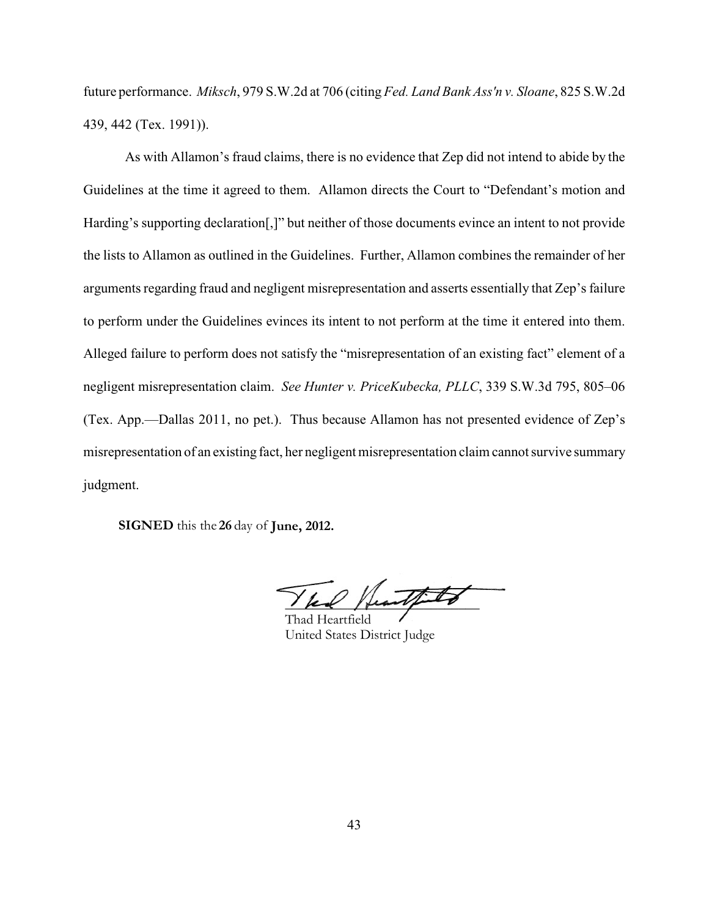future performance. *Miksch*, 979 S.W.2d at 706 (citing *Fed. Land Bank Ass'n v. Sloane*, 825 S.W.2d 439, 442 (Tex. 1991)).

As with Allamon's fraud claims, there is no evidence that Zep did not intend to abide by the Guidelines at the time it agreed to them. Allamon directs the Court to "Defendant's motion and Harding's supporting declaration[,]" but neither of those documents evince an intent to not provide the lists to Allamon as outlined in the Guidelines. Further, Allamon combines the remainder of her arguments regarding fraud and negligent misrepresentation and asserts essentially that Zep's failure to perform under the Guidelines evinces its intent to not perform at the time it entered into them. Alleged failure to perform does not satisfy the "misrepresentation of an existing fact" element of a negligent misrepresentation claim. *See Hunter v. PriceKubecka, PLLC*, 339 S.W.3d 795, 805–06 (Tex. App.—Dallas 2011, no pet.). Thus because Allamon has not presented evidence of Zep's misrepresentation of an existing fact, her negligent misrepresentation claim cannot survive summary judgment.

**SIGNED** this the **26** day of **June, 2012.**

Thad Heartfield
United States District Judge